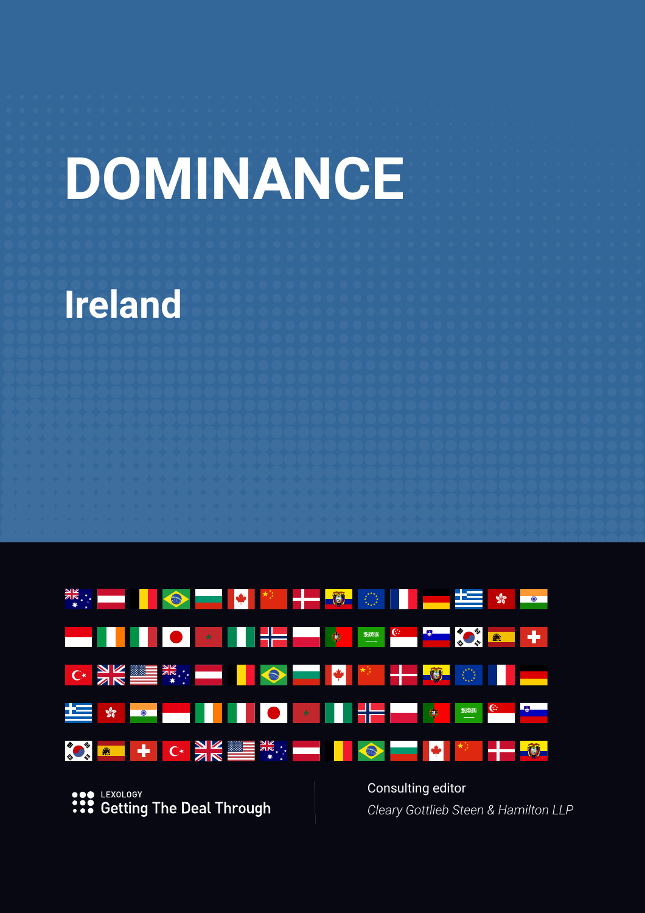# DOMINANCE

## Ireland

LEXOLOGY
Getting The Deal Through

Consulting editor

*Cleary Gottlieb Steen & Hamilton LLP*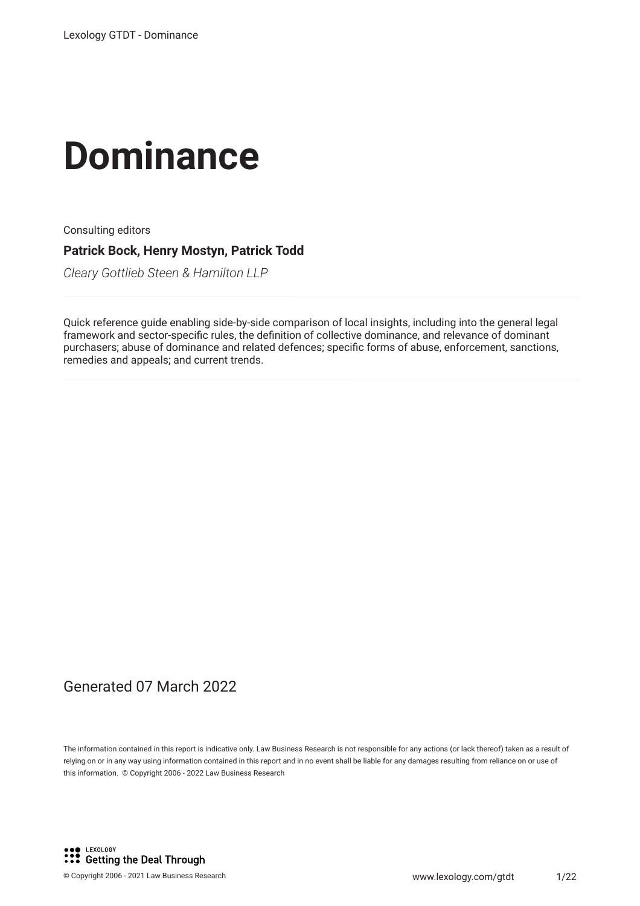# Dominance

Consulting editors

**Patrick Bock, Henry Mostyn, Patrick Todd**

*Cleary Gottlieb Steen & Hamilton LLP*

Quick reference guide enabling side-by-side comparison of local insights, including into the general legal framework and sector-specific rules, the definition of collective dominance, and relevance of dominant purchasers; abuse of dominance and related defences; specific forms of abuse, enforcement, sanctions, remedies and appeals; and current trends.

Generated 07 March 2022

The information contained in this report is indicative only. Law Business Research is not responsible for any actions (or lack thereof) taken as a result of relying on or in any way using information contained in this report and in no event shall be liable for any damages resulting from reliance on or use of this information. © Copyright 2006 - 2022 Law Business Research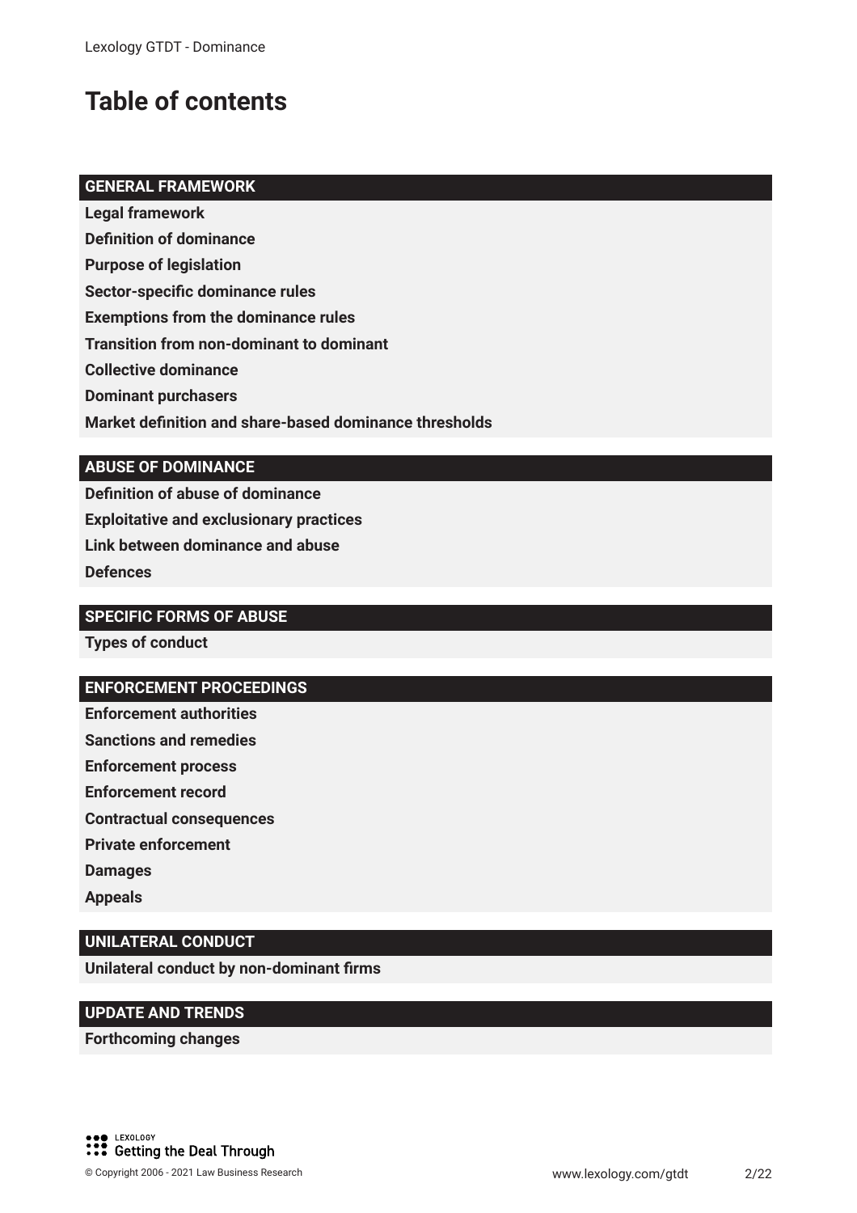# Table of contents

## GENERAL FRAMEWORK

**Legal framework**

**Definition of dominance**

**Purpose of legislation**

**Sector-specific dominance rules**

**Exemptions from the dominance rules**

**Transition from non-dominant to dominant**

**Collective dominance**

**Dominant purchasers**

**Market definition and share-based dominance thresholds**

## ABUSE OF DOMINANCE

**Definition of abuse of dominance**

**Exploitative and exclusionary practices**

**Link between dominance and abuse**

**Defences**

## SPECIFIC FORMS OF ABUSE

**Types of conduct**

## ENFORCEMENT PROCEEDINGS

**Enforcement authorities**

**Sanctions and remedies**

**Enforcement process**

**Enforcement record**

**Contractual consequences**

**Private enforcement**

**Damages**

**Appeals**

## UNILATERAL CONDUCT

**Unilateral conduct by non-dominant firms**

## UPDATE AND TRENDS

**Forthcoming changes**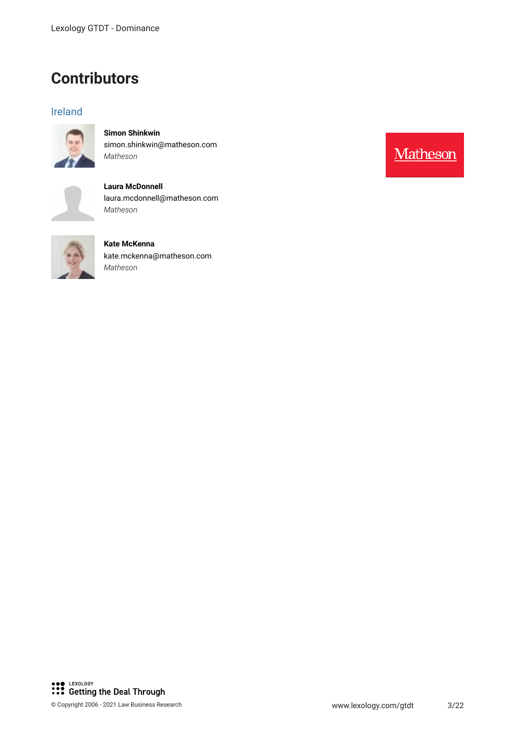# Contributors

## Ireland

**Simon Shinkwin**
simon.shinkwin@matheson.com
*Matheson*

**Laura McDonnell**
laura.mcdonnell@matheson.com
*Matheson*

**Kate McKenna**
kate.mckenna@matheson.com
*Matheson*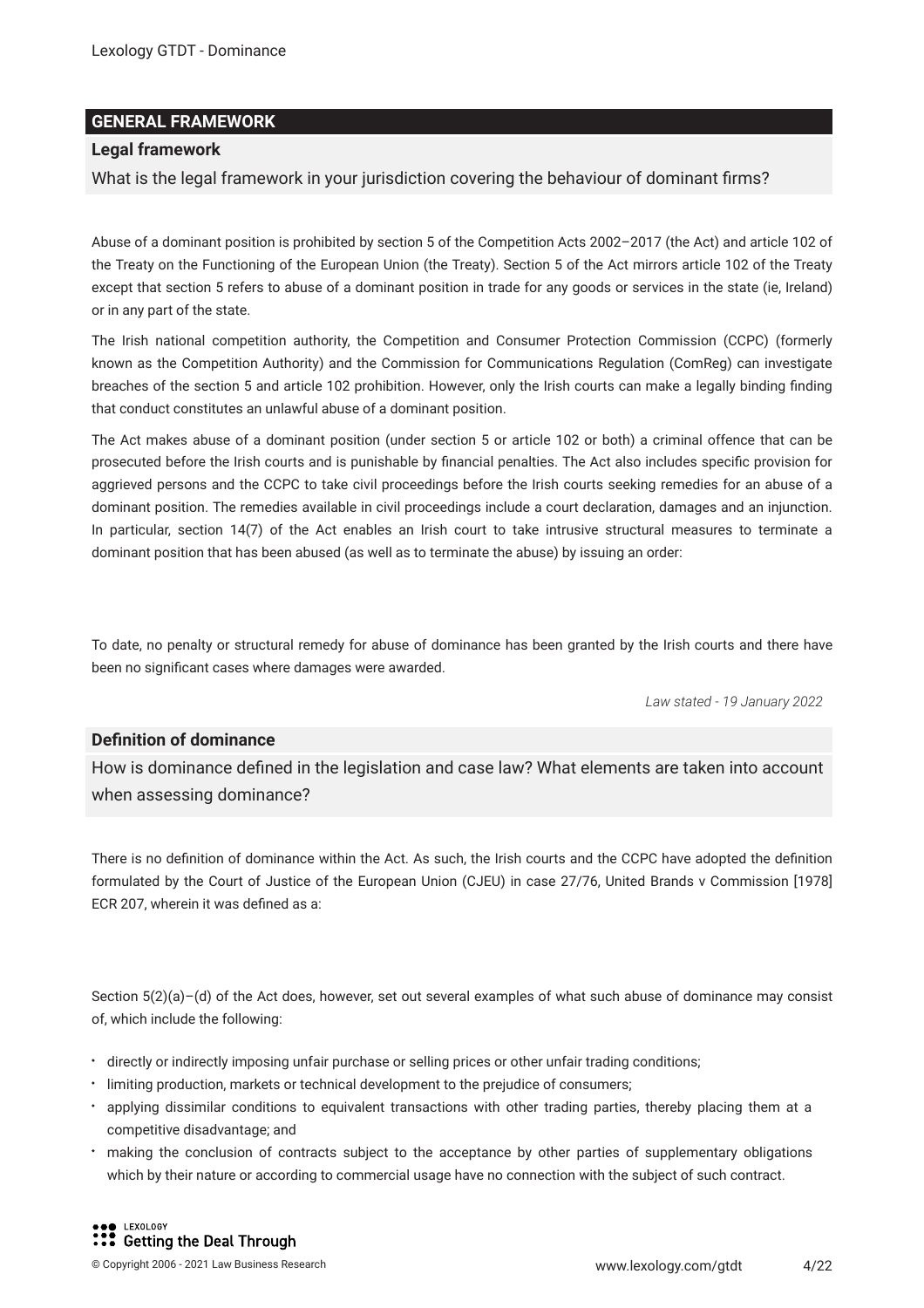## GENERAL FRAMEWORK

### Legal framework

What is the legal framework in your jurisdiction covering the behaviour of dominant firms?

Abuse of a dominant position is prohibited by section 5 of the Competition Acts 2002–2017 (the Act) and article 102 of the Treaty on the Functioning of the European Union (the Treaty). Section 5 of the Act mirrors article 102 of the Treaty except that section 5 refers to abuse of a dominant position in trade for any goods or services in the state (ie, Ireland) or in any part of the state.

The Irish national competition authority, the Competition and Consumer Protection Commission (CCPC) (formerly known as the Competition Authority) and the Commission for Communications Regulation (ComReg) can investigate breaches of the section 5 and article 102 prohibition. However, only the Irish courts can make a legally binding finding that conduct constitutes an unlawful abuse of a dominant position.

The Act makes abuse of a dominant position (under section 5 or article 102 or both) a criminal offence that can be prosecuted before the Irish courts and is punishable by financial penalties. The Act also includes specific provision for aggrieved persons and the CCPC to take civil proceedings before the Irish courts seeking remedies for an abuse of a dominant position. The remedies available in civil proceedings include a court declaration, damages and an injunction. In particular, section 14(7) of the Act enables an Irish court to take intrusive structural measures to terminate a dominant position that has been abused (as well as to terminate the abuse) by issuing an order:

To date, no penalty or structural remedy for abuse of dominance has been granted by the Irish courts and there have been no significant cases where damages were awarded.

*Law stated - 19 January 2022*

### Definition of dominance

How is dominance defined in the legislation and case law? What elements are taken into account when assessing dominance?

There is no definition of dominance within the Act. As such, the Irish courts and the CCPC have adopted the definition formulated by the Court of Justice of the European Union (CJEU) in case 27/76, United Brands v Commission [1978] ECR 207, wherein it was defined as a:

Section 5(2)(a)–(d) of the Act does, however, set out several examples of what such abuse of dominance may consist of, which include the following:

- directly or indirectly imposing unfair purchase or selling prices or other unfair trading conditions;
- limiting production, markets or technical development to the prejudice of consumers;
- applying dissimilar conditions to equivalent transactions with other trading parties, thereby placing them at a competitive disadvantage; and
- making the conclusion of contracts subject to the acceptance by other parties of supplementary obligations which by their nature or according to commercial usage have no connection with the subject of such contract.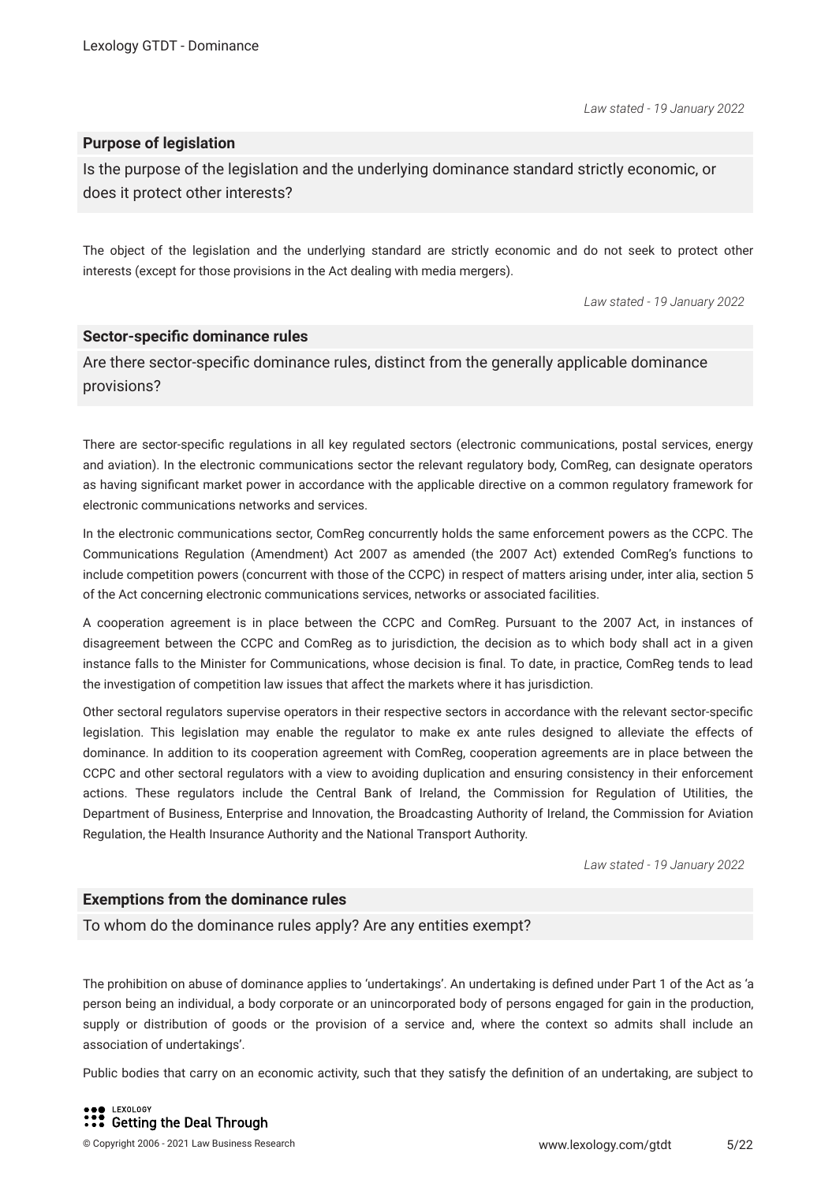*Law stated - 19 January 2022*

### Purpose of legislation

Is the purpose of the legislation and the underlying dominance standard strictly economic, or does it protect other interests?

The object of the legislation and the underlying standard are strictly economic and do not seek to protect other interests (except for those provisions in the Act dealing with media mergers).

*Law stated - 19 January 2022*

### Sector-specific dominance rules

Are there sector-specific dominance rules, distinct from the generally applicable dominance provisions?

There are sector-specific regulations in all key regulated sectors (electronic communications, postal services, energy and aviation). In the electronic communications sector the relevant regulatory body, ComReg, can designate operators as having significant market power in accordance with the applicable directive on a common regulatory framework for electronic communications networks and services.

In the electronic communications sector, ComReg concurrently holds the same enforcement powers as the CCPC. The Communications Regulation (Amendment) Act 2007 as amended (the 2007 Act) extended ComReg's functions to include competition powers (concurrent with those of the CCPC) in respect of matters arising under, inter alia, section 5 of the Act concerning electronic communications services, networks or associated facilities.

A cooperation agreement is in place between the CCPC and ComReg. Pursuant to the 2007 Act, in instances of disagreement between the CCPC and ComReg as to jurisdiction, the decision as to which body shall act in a given instance falls to the Minister for Communications, whose decision is final. To date, in practice, ComReg tends to lead the investigation of competition law issues that affect the markets where it has jurisdiction.

Other sectoral regulators supervise operators in their respective sectors in accordance with the relevant sector-specific legislation. This legislation may enable the regulator to make ex ante rules designed to alleviate the effects of dominance. In addition to its cooperation agreement with ComReg, cooperation agreements are in place between the CCPC and other sectoral regulators with a view to avoiding duplication and ensuring consistency in their enforcement actions. These regulators include the Central Bank of Ireland, the Commission for Regulation of Utilities, the Department of Business, Enterprise and Innovation, the Broadcasting Authority of Ireland, the Commission for Aviation Regulation, the Health Insurance Authority and the National Transport Authority.

*Law stated - 19 January 2022*

### Exemptions from the dominance rules

To whom do the dominance rules apply? Are any entities exempt?

The prohibition on abuse of dominance applies to 'undertakings'. An undertaking is defined under Part 1 of the Act as 'a person being an individual, a body corporate or an unincorporated body of persons engaged for gain in the production, supply or distribution of goods or the provision of a service and, where the context so admits shall include an association of undertakings'.

Public bodies that carry on an economic activity, such that they satisfy the definition of an undertaking, are subject to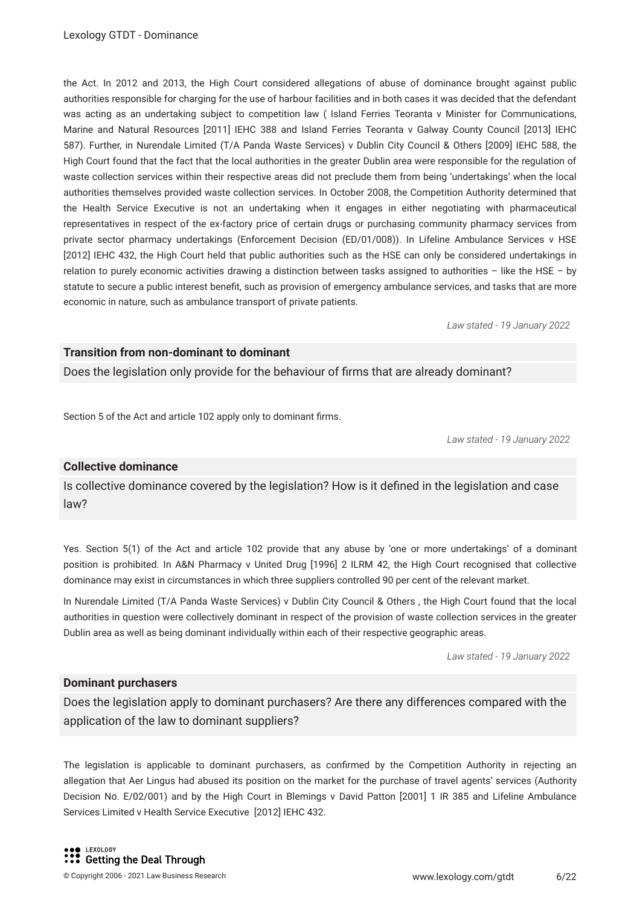the Act. In 2012 and 2013, the High Court considered allegations of abuse of dominance brought against public authorities responsible for charging for the use of harbour facilities and in both cases it was decided that the defendant was acting as an undertaking subject to competition law ( Island Ferries Teoranta v Minister for Communications, Marine and Natural Resources [2011] IEHC 388 and Island Ferries Teoranta v Galway County Council [2013] IEHC 587). Further, in Nurendale Limited (T/A Panda Waste Services) v Dublin City Council & Others [2009] IEHC 588, the High Court found that the fact that the local authorities in the greater Dublin area were responsible for the regulation of waste collection services within their respective areas did not preclude them from being 'undertakings' when the local authorities themselves provided waste collection services. In October 2008, the Competition Authority determined that the Health Service Executive is not an undertaking when it engages in either negotiating with pharmaceutical representatives in respect of the ex-factory price of certain drugs or purchasing community pharmacy services from private sector pharmacy undertakings (Enforcement Decision (ED/01/008)). In Lifeline Ambulance Services v HSE [2012] IEHC 432, the High Court held that public authorities such as the HSE can only be considered undertakings in relation to purely economic activities drawing a distinction between tasks assigned to authorities – like the HSE – by statute to secure a public interest benefit, such as provision of emergency ambulance services, and tasks that are more economic in nature, such as ambulance transport of private patients.

*Law stated - 19 January 2022*

### Transition from non-dominant to dominant

Does the legislation only provide for the behaviour of firms that are already dominant?

Section 5 of the Act and article 102 apply only to dominant firms.

*Law stated - 19 January 2022*

### Collective dominance

Is collective dominance covered by the legislation? How is it defined in the legislation and case law?

Yes. Section 5(1) of the Act and article 102 provide that any abuse by 'one or more undertakings' of a dominant position is prohibited. In A&N Pharmacy v United Drug [1996] 2 ILRM 42, the High Court recognised that collective dominance may exist in circumstances in which three suppliers controlled 90 per cent of the relevant market.

In Nurendale Limited (T/A Panda Waste Services) v Dublin City Council & Others , the High Court found that the local authorities in question were collectively dominant in respect of the provision of waste collection services in the greater Dublin area as well as being dominant individually within each of their respective geographic areas.

*Law stated - 19 January 2022*

### Dominant purchasers

Does the legislation apply to dominant purchasers? Are there any differences compared with the application of the law to dominant suppliers?

The legislation is applicable to dominant purchasers, as confirmed by the Competition Authority in rejecting an allegation that Aer Lingus had abused its position on the market for the purchase of travel agents' services (Authority Decision No. E/02/001) and by the High Court in Blemings v David Patton [2001] 1 IR 385 and Lifeline Ambulance Services Limited v Health Service Executive [2012] IEHC 432.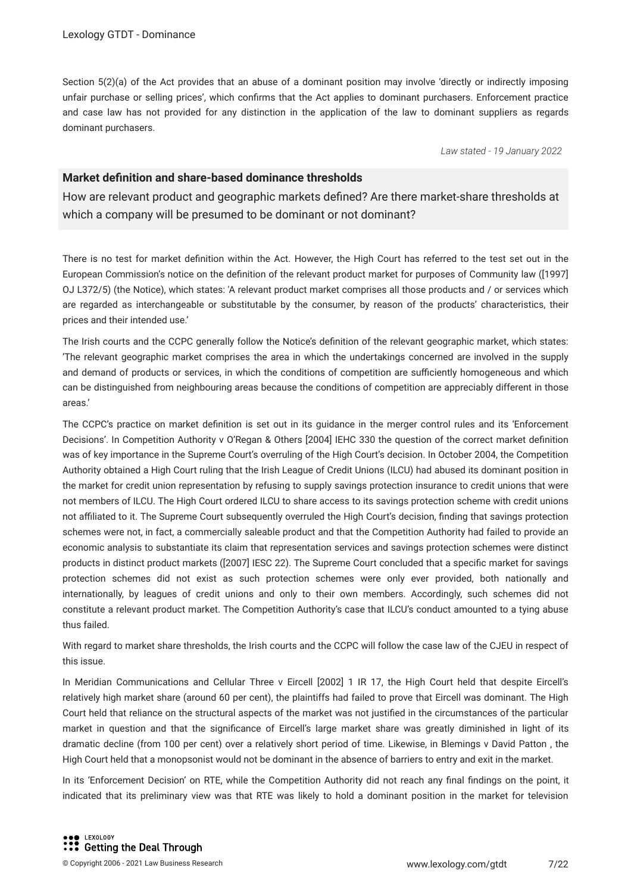Section 5(2)(a) of the Act provides that an abuse of a dominant position may involve 'directly or indirectly imposing unfair purchase or selling prices', which confirms that the Act applies to dominant purchasers. Enforcement practice and case law has not provided for any distinction in the application of the law to dominant suppliers as regards dominant purchasers.

*Law stated - 19 January 2022*

### Market definition and share-based dominance thresholds

How are relevant product and geographic markets defined? Are there market-share thresholds at which a company will be presumed to be dominant or not dominant?

There is no test for market definition within the Act. However, the High Court has referred to the test set out in the European Commission's notice on the definition of the relevant product market for purposes of Community law ([1997] OJ L372/5) (the Notice), which states: 'A relevant product market comprises all those products and / or services which are regarded as interchangeable or substitutable by the consumer, by reason of the products' characteristics, their prices and their intended use.'

The Irish courts and the CCPC generally follow the Notice's definition of the relevant geographic market, which states: 'The relevant geographic market comprises the area in which the undertakings concerned are involved in the supply and demand of products or services, in which the conditions of competition are sufficiently homogeneous and which can be distinguished from neighbouring areas because the conditions of competition are appreciably different in those areas.'

The CCPC's practice on market definition is set out in its guidance in the merger control rules and its 'Enforcement Decisions'. In Competition Authority v O'Regan & Others [2004] IEHC 330 the question of the correct market definition was of key importance in the Supreme Court's overruling of the High Court's decision. In October 2004, the Competition Authority obtained a High Court ruling that the Irish League of Credit Unions (ILCU) had abused its dominant position in the market for credit union representation by refusing to supply savings protection insurance to credit unions that were not members of ILCU. The High Court ordered ILCU to share access to its savings protection scheme with credit unions not affiliated to it. The Supreme Court subsequently overruled the High Court's decision, finding that savings protection schemes were not, in fact, a commercially saleable product and that the Competition Authority had failed to provide an economic analysis to substantiate its claim that representation services and savings protection schemes were distinct products in distinct product markets ([2007] IESC 22). The Supreme Court concluded that a specific market for savings protection schemes did not exist as such protection schemes were only ever provided, both nationally and internationally, by leagues of credit unions and only to their own members. Accordingly, such schemes did not constitute a relevant product market. The Competition Authority's case that ILCU's conduct amounted to a tying abuse thus failed.

With regard to market share thresholds, the Irish courts and the CCPC will follow the case law of the CJEU in respect of this issue.

In Meridian Communications and Cellular Three v Eircell [2002] 1 IR 17, the High Court held that despite Eircell's relatively high market share (around 60 per cent), the plaintiffs had failed to prove that Eircell was dominant. The High Court held that reliance on the structural aspects of the market was not justified in the circumstances of the particular market in question and that the significance of Eircell's large market share was greatly diminished in light of its dramatic decline (from 100 per cent) over a relatively short period of time. Likewise, in Blemings v David Patton , the High Court held that a monopsonist would not be dominant in the absence of barriers to entry and exit in the market.

In its 'Enforcement Decision' on RTE, while the Competition Authority did not reach any final findings on the point, it indicated that its preliminary view was that RTE was likely to hold a dominant position in the market for television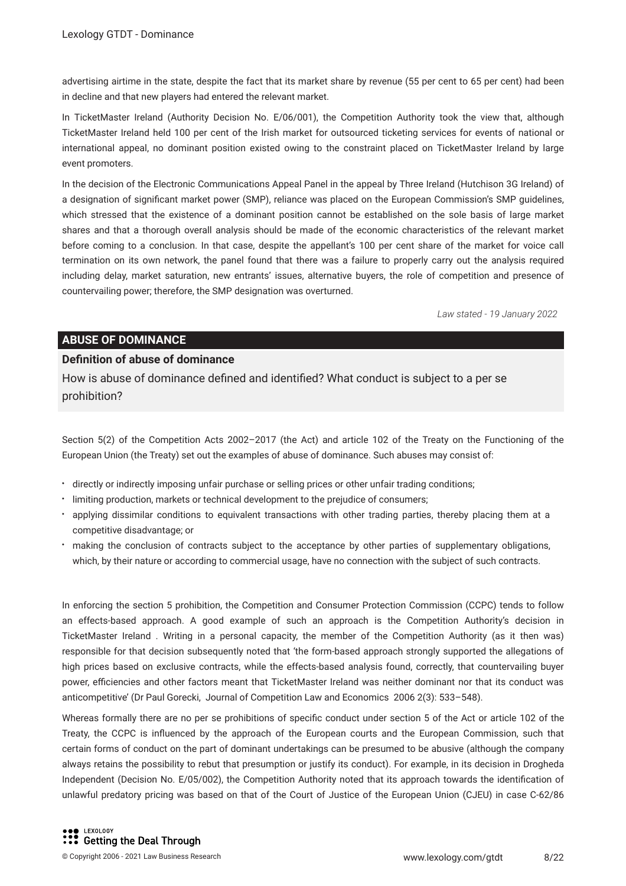advertising airtime in the state, despite the fact that its market share by revenue (55 per cent to 65 per cent) had been in decline and that new players had entered the relevant market.

In TicketMaster Ireland (Authority Decision No. E/06/001), the Competition Authority took the view that, although TicketMaster Ireland held 100 per cent of the Irish market for outsourced ticketing services for events of national or international appeal, no dominant position existed owing to the constraint placed on TicketMaster Ireland by large event promoters.

In the decision of the Electronic Communications Appeal Panel in the appeal by Three Ireland (Hutchison 3G Ireland) of a designation of significant market power (SMP), reliance was placed on the European Commission's SMP guidelines, which stressed that the existence of a dominant position cannot be established on the sole basis of large market shares and that a thorough overall analysis should be made of the economic characteristics of the relevant market before coming to a conclusion. In that case, despite the appellant's 100 per cent share of the market for voice call termination on its own network, the panel found that there was a failure to properly carry out the analysis required including delay, market saturation, new entrants' issues, alternative buyers, the role of competition and presence of countervailing power; therefore, the SMP designation was overturned.

*Law stated - 19 January 2022*

## ABUSE OF DOMINANCE

### Definition of abuse of dominance

How is abuse of dominance defined and identified? What conduct is subject to a per se prohibition?

Section 5(2) of the Competition Acts 2002–2017 (the Act) and article 102 of the Treaty on the Functioning of the European Union (the Treaty) set out the examples of abuse of dominance. Such abuses may consist of:

- directly or indirectly imposing unfair purchase or selling prices or other unfair trading conditions;
- limiting production, markets or technical development to the prejudice of consumers;
- applying dissimilar conditions to equivalent transactions with other trading parties, thereby placing them at a competitive disadvantage; or
- making the conclusion of contracts subject to the acceptance by other parties of supplementary obligations, which, by their nature or according to commercial usage, have no connection with the subject of such contracts.

In enforcing the section 5 prohibition, the Competition and Consumer Protection Commission (CCPC) tends to follow an effects-based approach. A good example of such an approach is the Competition Authority's decision in TicketMaster Ireland . Writing in a personal capacity, the member of the Competition Authority (as it then was) responsible for that decision subsequently noted that 'the form-based approach strongly supported the allegations of high prices based on exclusive contracts, while the effects-based analysis found, correctly, that countervailing buyer power, efficiencies and other factors meant that TicketMaster Ireland was neither dominant nor that its conduct was anticompetitive' (Dr Paul Gorecki, Journal of Competition Law and Economics 2006 2(3): 533–548).

Whereas formally there are no per se prohibitions of specific conduct under section 5 of the Act or article 102 of the Treaty, the CCPC is influenced by the approach of the European courts and the European Commission, such that certain forms of conduct on the part of dominant undertakings can be presumed to be abusive (although the company always retains the possibility to rebut that presumption or justify its conduct). For example, in its decision in Drogheda Independent (Decision No. E/05/002), the Competition Authority noted that its approach towards the identification of unlawful predatory pricing was based on that of the Court of Justice of the European Union (CJEU) in case C-62/86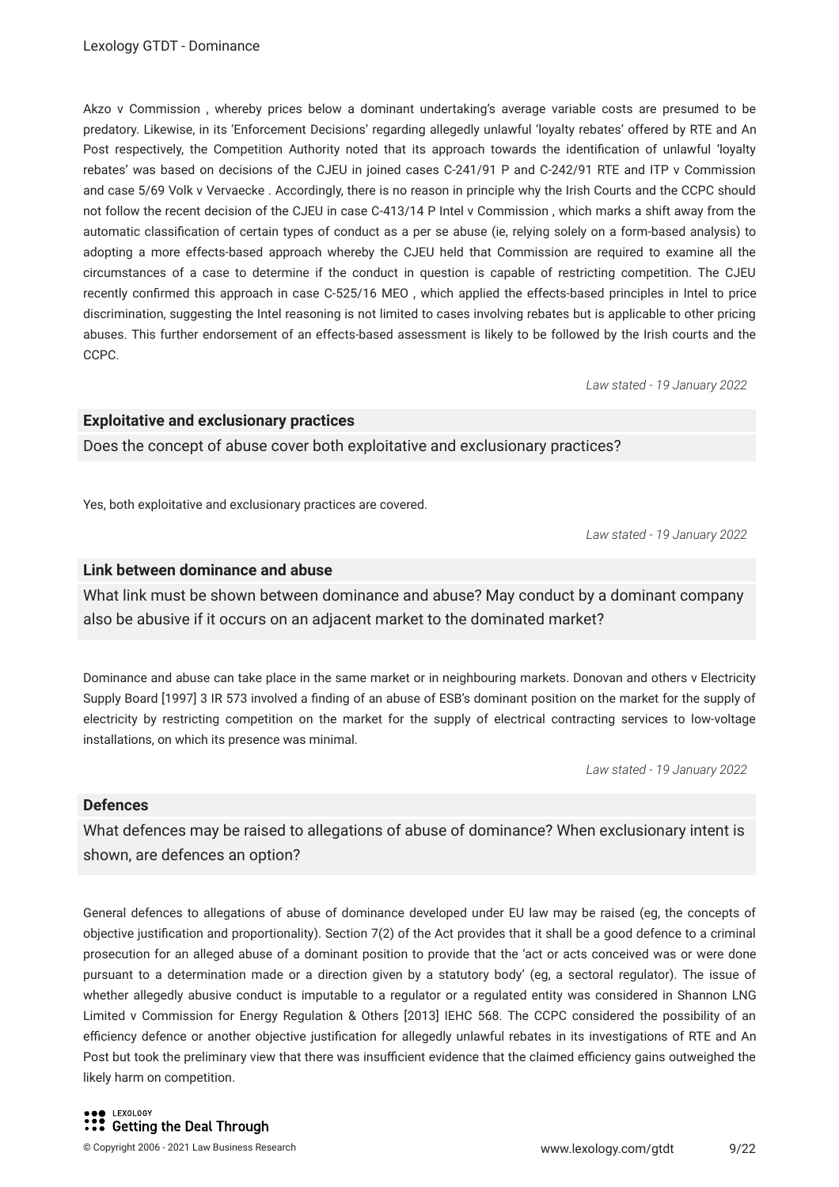Akzo v Commission , whereby prices below a dominant undertaking's average variable costs are presumed to be predatory. Likewise, in its 'Enforcement Decisions' regarding allegedly unlawful 'loyalty rebates' offered by RTE and An Post respectively, the Competition Authority noted that its approach towards the identification of unlawful 'loyalty rebates' was based on decisions of the CJEU in joined cases C-241/91 P and C-242/91 RTE and ITP v Commission and case 5/69 Volk v Vervaecke . Accordingly, there is no reason in principle why the Irish Courts and the CCPC should not follow the recent decision of the CJEU in case C-413/14 P Intel v Commission , which marks a shift away from the automatic classification of certain types of conduct as a per se abuse (ie, relying solely on a form-based analysis) to adopting a more effects-based approach whereby the CJEU held that Commission are required to examine all the circumstances of a case to determine if the conduct in question is capable of restricting competition. The CJEU recently confirmed this approach in case C-525/16 MEO , which applied the effects-based principles in Intel to price discrimination, suggesting the Intel reasoning is not limited to cases involving rebates but is applicable to other pricing abuses. This further endorsement of an effects-based assessment is likely to be followed by the Irish courts and the CCPC.

*Law stated - 19 January 2022*

### Exploitative and exclusionary practices

Does the concept of abuse cover both exploitative and exclusionary practices?

Yes, both exploitative and exclusionary practices are covered.

*Law stated - 19 January 2022*

### Link between dominance and abuse

What link must be shown between dominance and abuse? May conduct by a dominant company also be abusive if it occurs on an adjacent market to the dominated market?

Dominance and abuse can take place in the same market or in neighbouring markets. Donovan and others v Electricity Supply Board [1997] 3 IR 573 involved a finding of an abuse of ESB's dominant position on the market for the supply of electricity by restricting competition on the market for the supply of electrical contracting services to low-voltage installations, on which its presence was minimal.

*Law stated - 19 January 2022*

### Defences

What defences may be raised to allegations of abuse of dominance? When exclusionary intent is shown, are defences an option?

General defences to allegations of abuse of dominance developed under EU law may be raised (eg, the concepts of objective justification and proportionality). Section 7(2) of the Act provides that it shall be a good defence to a criminal prosecution for an alleged abuse of a dominant position to provide that the 'act or acts conceived was or were done pursuant to a determination made or a direction given by a statutory body' (eg, a sectoral regulator). The issue of whether allegedly abusive conduct is imputable to a regulator or a regulated entity was considered in Shannon LNG Limited v Commission for Energy Regulation & Others [2013] IEHC 568. The CCPC considered the possibility of an efficiency defence or another objective justification for allegedly unlawful rebates in its investigations of RTE and An Post but took the preliminary view that there was insufficient evidence that the claimed efficiency gains outweighed the likely harm on competition.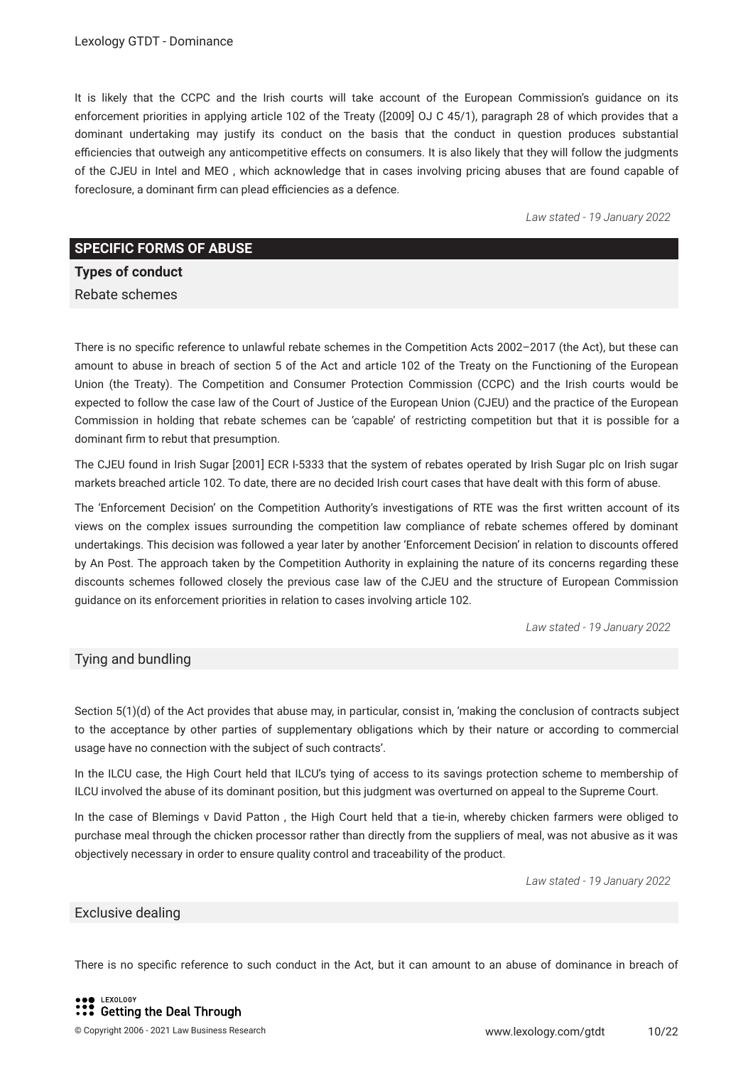It is likely that the CCPC and the Irish courts will take account of the European Commission's guidance on its enforcement priorities in applying article 102 of the Treaty ([2009] OJ C 45/1), paragraph 28 of which provides that a dominant undertaking may justify its conduct on the basis that the conduct in question produces substantial efficiencies that outweigh any anticompetitive effects on consumers. It is also likely that they will follow the judgments of the CJEU in Intel and MEO , which acknowledge that in cases involving pricing abuses that are found capable of foreclosure, a dominant firm can plead efficiencies as a defence.

*Law stated - 19 January 2022*

## SPECIFIC FORMS OF ABUSE

### Types of conduct

#### Rebate schemes

There is no specific reference to unlawful rebate schemes in the Competition Acts 2002–2017 (the Act), but these can amount to abuse in breach of section 5 of the Act and article 102 of the Treaty on the Functioning of the European Union (the Treaty). The Competition and Consumer Protection Commission (CCPC) and the Irish courts would be expected to follow the case law of the Court of Justice of the European Union (CJEU) and the practice of the European Commission in holding that rebate schemes can be 'capable' of restricting competition but that it is possible for a dominant firm to rebut that presumption.

The CJEU found in Irish Sugar [2001] ECR I-5333 that the system of rebates operated by Irish Sugar plc on Irish sugar markets breached article 102. To date, there are no decided Irish court cases that have dealt with this form of abuse.

The 'Enforcement Decision' on the Competition Authority's investigations of RTE was the first written account of its views on the complex issues surrounding the competition law compliance of rebate schemes offered by dominant undertakings. This decision was followed a year later by another 'Enforcement Decision' in relation to discounts offered by An Post. The approach taken by the Competition Authority in explaining the nature of its concerns regarding these discounts schemes followed closely the previous case law of the CJEU and the structure of European Commission guidance on its enforcement priorities in relation to cases involving article 102.

*Law stated - 19 January 2022*

#### Tying and bundling

Section 5(1)(d) of the Act provides that abuse may, in particular, consist in, 'making the conclusion of contracts subject to the acceptance by other parties of supplementary obligations which by their nature or according to commercial usage have no connection with the subject of such contracts'.

In the ILCU case, the High Court held that ILCU's tying of access to its savings protection scheme to membership of ILCU involved the abuse of its dominant position, but this judgment was overturned on appeal to the Supreme Court.

In the case of Blemings v David Patton , the High Court held that a tie-in, whereby chicken farmers were obliged to purchase meal through the chicken processor rather than directly from the suppliers of meal, was not abusive as it was objectively necessary in order to ensure quality control and traceability of the product.

*Law stated - 19 January 2022*

#### Exclusive dealing

There is no specific reference to such conduct in the Act, but it can amount to an abuse of dominance in breach of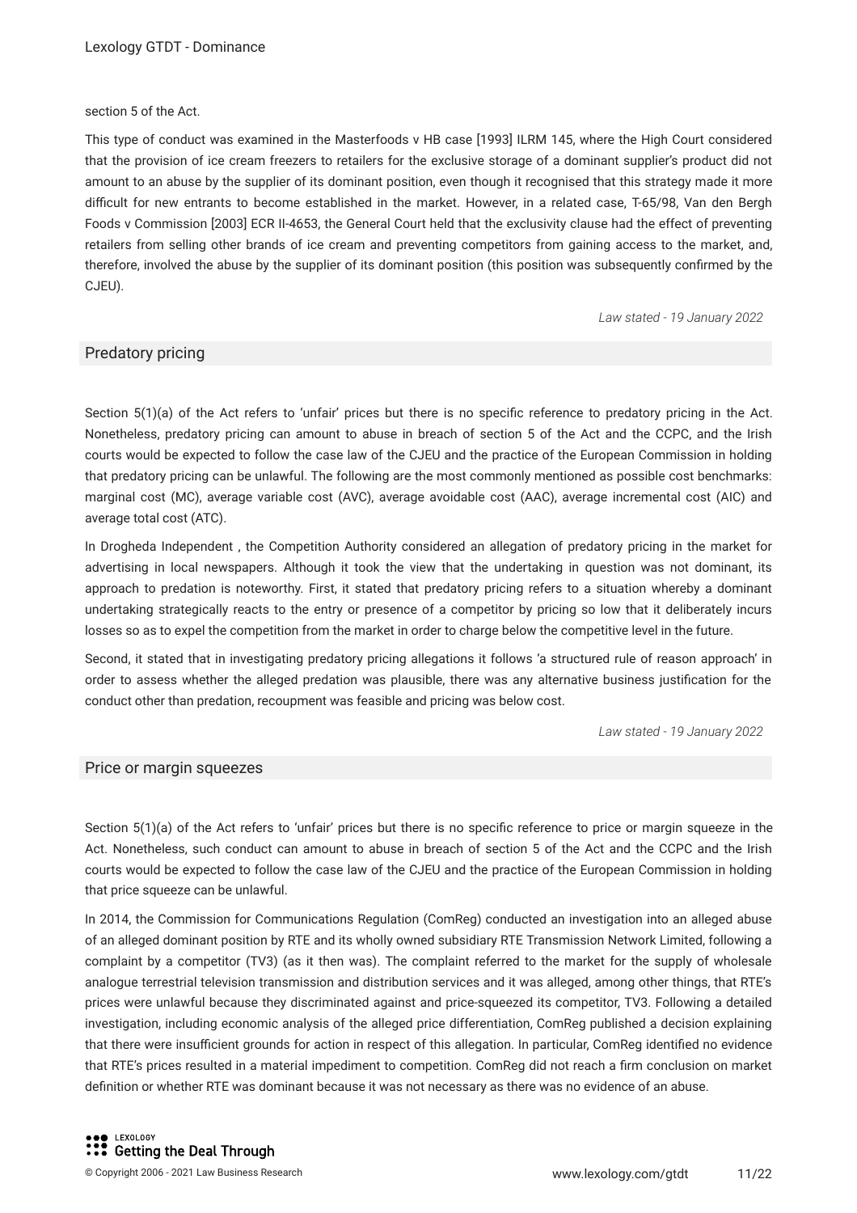section 5 of the Act.

This type of conduct was examined in the Masterfoods v HB case [1993] ILRM 145, where the High Court considered that the provision of ice cream freezers to retailers for the exclusive storage of a dominant supplier's product did not amount to an abuse by the supplier of its dominant position, even though it recognised that this strategy made it more difficult for new entrants to become established in the market. However, in a related case, T-65/98, Van den Bergh Foods v Commission [2003] ECR II-4653, the General Court held that the exclusivity clause had the effect of preventing retailers from selling other brands of ice cream and preventing competitors from gaining access to the market, and, therefore, involved the abuse by the supplier of its dominant position (this position was subsequently confirmed by the CJEU).

*Law stated - 19 January 2022*

## Predatory pricing

Section 5(1)(a) of the Act refers to 'unfair' prices but there is no specific reference to predatory pricing in the Act. Nonetheless, predatory pricing can amount to abuse in breach of section 5 of the Act and the CCPC, and the Irish courts would be expected to follow the case law of the CJEU and the practice of the European Commission in holding that predatory pricing can be unlawful. The following are the most commonly mentioned as possible cost benchmarks: marginal cost (MC), average variable cost (AVC), average avoidable cost (AAC), average incremental cost (AIC) and average total cost (ATC).

In Drogheda Independent , the Competition Authority considered an allegation of predatory pricing in the market for advertising in local newspapers. Although it took the view that the undertaking in question was not dominant, its approach to predation is noteworthy. First, it stated that predatory pricing refers to a situation whereby a dominant undertaking strategically reacts to the entry or presence of a competitor by pricing so low that it deliberately incurs losses so as to expel the competition from the market in order to charge below the competitive level in the future.

Second, it stated that in investigating predatory pricing allegations it follows 'a structured rule of reason approach' in order to assess whether the alleged predation was plausible, there was any alternative business justification for the conduct other than predation, recoupment was feasible and pricing was below cost.

*Law stated - 19 January 2022*

## Price or margin squeezes

Section 5(1)(a) of the Act refers to 'unfair' prices but there is no specific reference to price or margin squeeze in the Act. Nonetheless, such conduct can amount to abuse in breach of section 5 of the Act and the CCPC and the Irish courts would be expected to follow the case law of the CJEU and the practice of the European Commission in holding that price squeeze can be unlawful.

In 2014, the Commission for Communications Regulation (ComReg) conducted an investigation into an alleged abuse of an alleged dominant position by RTE and its wholly owned subsidiary RTE Transmission Network Limited, following a complaint by a competitor (TV3) (as it then was). The complaint referred to the market for the supply of wholesale analogue terrestrial television transmission and distribution services and it was alleged, among other things, that RTE's prices were unlawful because they discriminated against and price-squeezed its competitor, TV3. Following a detailed investigation, including economic analysis of the alleged price differentiation, ComReg published a decision explaining that there were insufficient grounds for action in respect of this allegation. In particular, ComReg identified no evidence that RTE's prices resulted in a material impediment to competition. ComReg did not reach a firm conclusion on market definition or whether RTE was dominant because it was not necessary as there was no evidence of an abuse.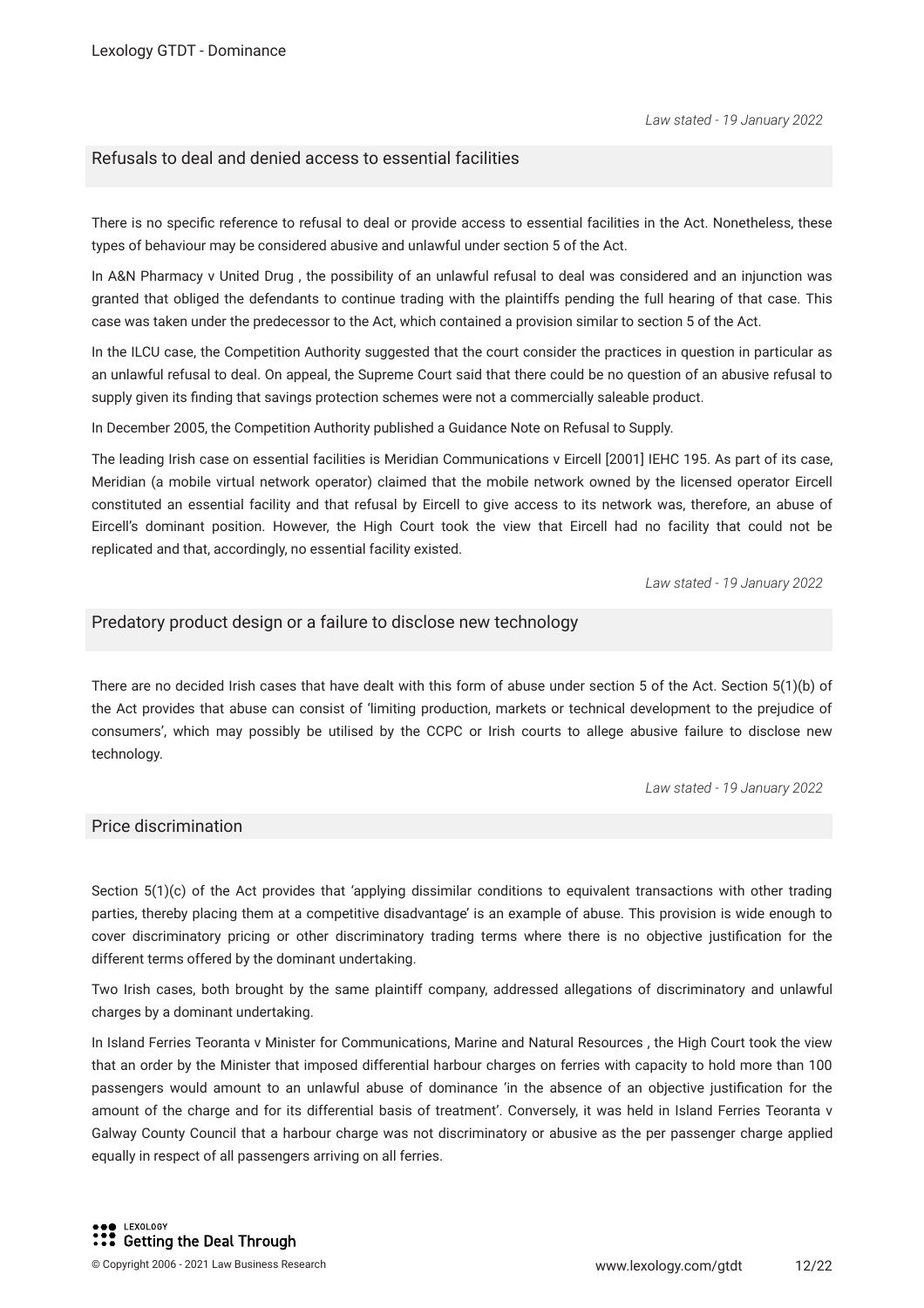*Law stated - 19 January 2022*

## Refusals to deal and denied access to essential facilities

There is no specific reference to refusal to deal or provide access to essential facilities in the Act. Nonetheless, these types of behaviour may be considered abusive and unlawful under section 5 of the Act.

In A&N Pharmacy v United Drug , the possibility of an unlawful refusal to deal was considered and an injunction was granted that obliged the defendants to continue trading with the plaintiffs pending the full hearing of that case. This case was taken under the predecessor to the Act, which contained a provision similar to section 5 of the Act.

In the ILCU case, the Competition Authority suggested that the court consider the practices in question in particular as an unlawful refusal to deal. On appeal, the Supreme Court said that there could be no question of an abusive refusal to supply given its finding that savings protection schemes were not a commercially saleable product.

In December 2005, the Competition Authority published a Guidance Note on Refusal to Supply.

The leading Irish case on essential facilities is Meridian Communications v Eircell [2001] IEHC 195. As part of its case, Meridian (a mobile virtual network operator) claimed that the mobile network owned by the licensed operator Eircell constituted an essential facility and that refusal by Eircell to give access to its network was, therefore, an abuse of Eircell's dominant position. However, the High Court took the view that Eircell had no facility that could not be replicated and that, accordingly, no essential facility existed.

*Law stated - 19 January 2022*

## Predatory product design or a failure to disclose new technology

There are no decided Irish cases that have dealt with this form of abuse under section 5 of the Act. Section 5(1)(b) of the Act provides that abuse can consist of 'limiting production, markets or technical development to the prejudice of consumers', which may possibly be utilised by the CCPC or Irish courts to allege abusive failure to disclose new technology.

*Law stated - 19 January 2022*

## Price discrimination

Section 5(1)(c) of the Act provides that 'applying dissimilar conditions to equivalent transactions with other trading parties, thereby placing them at a competitive disadvantage' is an example of abuse. This provision is wide enough to cover discriminatory pricing or other discriminatory trading terms where there is no objective justification for the different terms offered by the dominant undertaking.

Two Irish cases, both brought by the same plaintiff company, addressed allegations of discriminatory and unlawful charges by a dominant undertaking.

In Island Ferries Teoranta v Minister for Communications, Marine and Natural Resources , the High Court took the view that an order by the Minister that imposed differential harbour charges on ferries with capacity to hold more than 100 passengers would amount to an unlawful abuse of dominance 'in the absence of an objective justification for the amount of the charge and for its differential basis of treatment'. Conversely, it was held in Island Ferries Teoranta v Galway County Council that a harbour charge was not discriminatory or abusive as the per passenger charge applied equally in respect of all passengers arriving on all ferries.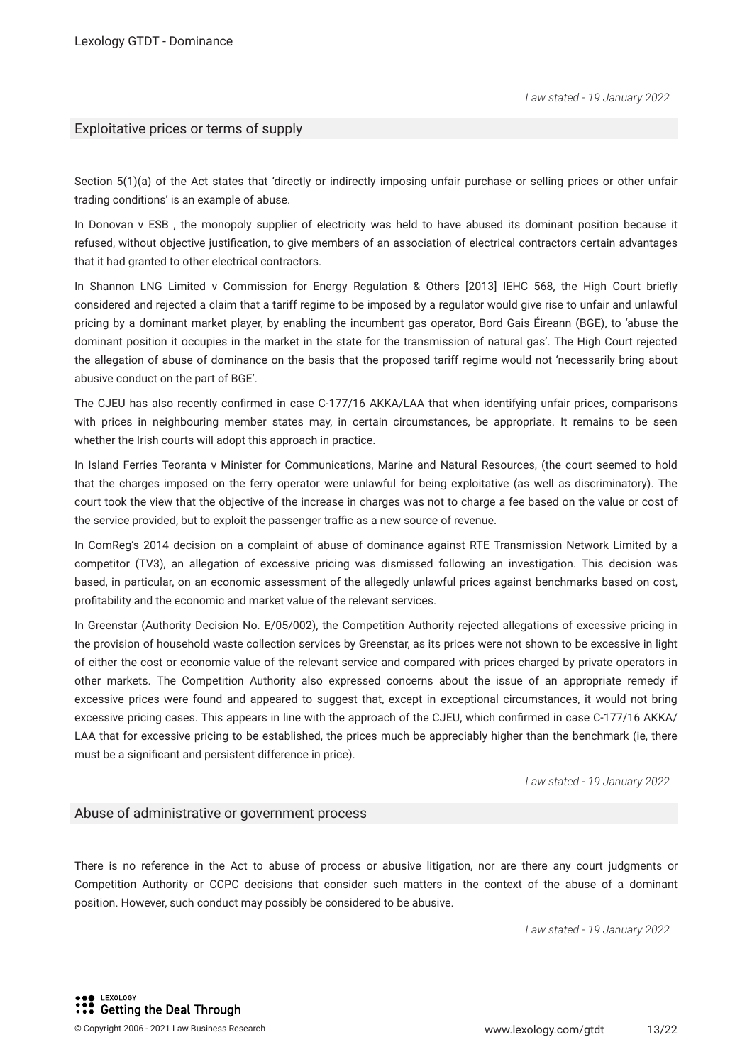*Law stated - 19 January 2022*

## Exploitative prices or terms of supply

Section 5(1)(a) of the Act states that 'directly or indirectly imposing unfair purchase or selling prices or other unfair trading conditions' is an example of abuse.

In Donovan v ESB , the monopoly supplier of electricity was held to have abused its dominant position because it refused, without objective justification, to give members of an association of electrical contractors certain advantages that it had granted to other electrical contractors.

In Shannon LNG Limited v Commission for Energy Regulation & Others [2013] IEHC 568, the High Court briefly considered and rejected a claim that a tariff regime to be imposed by a regulator would give rise to unfair and unlawful pricing by a dominant market player, by enabling the incumbent gas operator, Bord Gais Éireann (BGE), to 'abuse the dominant position it occupies in the market in the state for the transmission of natural gas'. The High Court rejected the allegation of abuse of dominance on the basis that the proposed tariff regime would not 'necessarily bring about abusive conduct on the part of BGE'.

The CJEU has also recently confirmed in case C-177/16 AKKA/LAA that when identifying unfair prices, comparisons with prices in neighbouring member states may, in certain circumstances, be appropriate. It remains to be seen whether the Irish courts will adopt this approach in practice.

In Island Ferries Teoranta v Minister for Communications, Marine and Natural Resources, (the court seemed to hold that the charges imposed on the ferry operator were unlawful for being exploitative (as well as discriminatory). The court took the view that the objective of the increase in charges was not to charge a fee based on the value or cost of the service provided, but to exploit the passenger traffic as a new source of revenue.

In ComReg's 2014 decision on a complaint of abuse of dominance against RTE Transmission Network Limited by a competitor (TV3), an allegation of excessive pricing was dismissed following an investigation. This decision was based, in particular, on an economic assessment of the allegedly unlawful prices against benchmarks based on cost, profitability and the economic and market value of the relevant services.

In Greenstar (Authority Decision No. E/05/002), the Competition Authority rejected allegations of excessive pricing in the provision of household waste collection services by Greenstar, as its prices were not shown to be excessive in light of either the cost or economic value of the relevant service and compared with prices charged by private operators in other markets. The Competition Authority also expressed concerns about the issue of an appropriate remedy if excessive prices were found and appeared to suggest that, except in exceptional circumstances, it would not bring excessive pricing cases. This appears in line with the approach of the CJEU, which confirmed in case C-177/16 AKKA/LAA that for excessive pricing to be established, the prices much be appreciably higher than the benchmark (ie, there must be a significant and persistent difference in price).

*Law stated - 19 January 2022*

## Abuse of administrative or government process

There is no reference in the Act to abuse of process or abusive litigation, nor are there any court judgments or Competition Authority or CCPC decisions that consider such matters in the context of the abuse of a dominant position. However, such conduct may possibly be considered to be abusive.

*Law stated - 19 January 2022*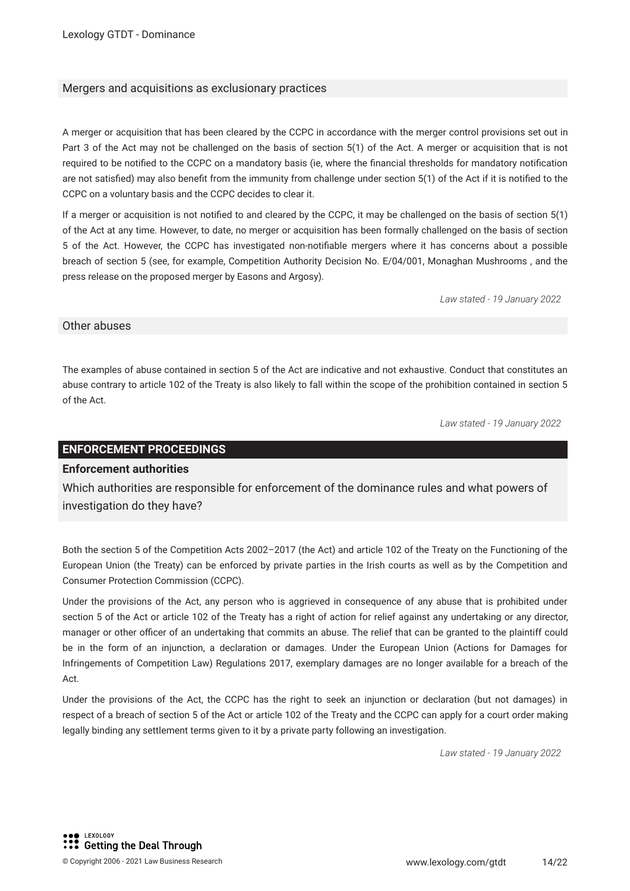### Mergers and acquisitions as exclusionary practices

A merger or acquisition that has been cleared by the CCPC in accordance with the merger control provisions set out in Part 3 of the Act may not be challenged on the basis of section 5(1) of the Act. A merger or acquisition that is not required to be notified to the CCPC on a mandatory basis (ie, where the financial thresholds for mandatory notification are not satisfied) may also benefit from the immunity from challenge under section 5(1) of the Act if it is notified to the CCPC on a voluntary basis and the CCPC decides to clear it.

If a merger or acquisition is not notified to and cleared by the CCPC, it may be challenged on the basis of section 5(1) of the Act at any time. However, to date, no merger or acquisition has been formally challenged on the basis of section 5 of the Act. However, the CCPC has investigated non-notifiable mergers where it has concerns about a possible breach of section 5 (see, for example, Competition Authority Decision No. E/04/001, Monaghan Mushrooms , and the press release on the proposed merger by Easons and Argosy).

*Law stated - 19 January 2022*

### Other abuses

The examples of abuse contained in section 5 of the Act are indicative and not exhaustive. Conduct that constitutes an abuse contrary to article 102 of the Treaty is also likely to fall within the scope of the prohibition contained in section 5 of the Act.

*Law stated - 19 January 2022*

## ENFORCEMENT PROCEEDINGS

### Enforcement authorities

Which authorities are responsible for enforcement of the dominance rules and what powers of investigation do they have?

Both the section 5 of the Competition Acts 2002–2017 (the Act) and article 102 of the Treaty on the Functioning of the European Union (the Treaty) can be enforced by private parties in the Irish courts as well as by the Competition and Consumer Protection Commission (CCPC).

Under the provisions of the Act, any person who is aggrieved in consequence of any abuse that is prohibited under section 5 of the Act or article 102 of the Treaty has a right of action for relief against any undertaking or any director, manager or other officer of an undertaking that commits an abuse. The relief that can be granted to the plaintiff could be in the form of an injunction, a declaration or damages. Under the European Union (Actions for Damages for Infringements of Competition Law) Regulations 2017, exemplary damages are no longer available for a breach of the Act.

Under the provisions of the Act, the CCPC has the right to seek an injunction or declaration (but not damages) in respect of a breach of section 5 of the Act or article 102 of the Treaty and the CCPC can apply for a court order making legally binding any settlement terms given to it by a private party following an investigation.

*Law stated - 19 January 2022*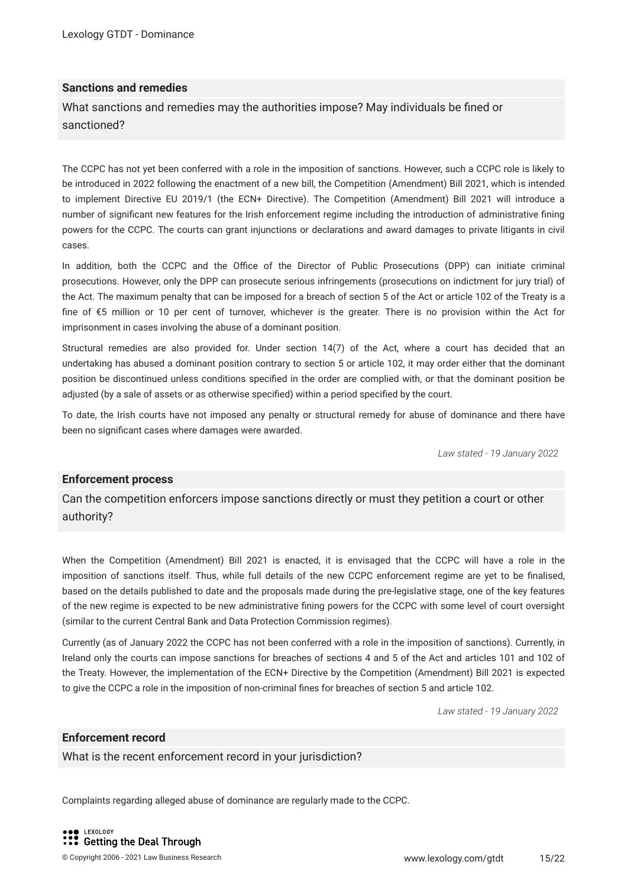## Sanctions and remedies

What sanctions and remedies may the authorities impose? May individuals be fined or sanctioned?

The CCPC has not yet been conferred with a role in the imposition of sanctions. However, such a CCPC role is likely to be introduced in 2022 following the enactment of a new bill, the Competition (Amendment) Bill 2021, which is intended to implement Directive EU 2019/1 (the ECN+ Directive). The Competition (Amendment) Bill 2021 will introduce a number of significant new features for the Irish enforcement regime including the introduction of administrative fining powers for the CCPC. The courts can grant injunctions or declarations and award damages to private litigants in civil cases.

In addition, both the CCPC and the Office of the Director of Public Prosecutions (DPP) can initiate criminal prosecutions. However, only the DPP can prosecute serious infringements (prosecutions on indictment for jury trial) of the Act. The maximum penalty that can be imposed for a breach of section 5 of the Act or article 102 of the Treaty is a fine of €5 million or 10 per cent of turnover, whichever is the greater. There is no provision within the Act for imprisonment in cases involving the abuse of a dominant position.

Structural remedies are also provided for. Under section 14(7) of the Act, where a court has decided that an undertaking has abused a dominant position contrary to section 5 or article 102, it may order either that the dominant position be discontinued unless conditions specified in the order are complied with, or that the dominant position be adjusted (by a sale of assets or as otherwise specified) within a period specified by the court.

To date, the Irish courts have not imposed any penalty or structural remedy for abuse of dominance and there have been no significant cases where damages were awarded.

*Law stated - 19 January 2022*

## Enforcement process

Can the competition enforcers impose sanctions directly or must they petition a court or other authority?

When the Competition (Amendment) Bill 2021 is enacted, it is envisaged that the CCPC will have a role in the imposition of sanctions itself. Thus, while full details of the new CCPC enforcement regime are yet to be finalised, based on the details published to date and the proposals made during the pre-legislative stage, one of the key features of the new regime is expected to be new administrative fining powers for the CCPC with some level of court oversight (similar to the current Central Bank and Data Protection Commission regimes).

Currently (as of January 2022 the CCPC has not been conferred with a role in the imposition of sanctions). Currently, in Ireland only the courts can impose sanctions for breaches of sections 4 and 5 of the Act and articles 101 and 102 of the Treaty. However, the implementation of the ECN+ Directive by the Competition (Amendment) Bill 2021 is expected to give the CCPC a role in the imposition of non-criminal fines for breaches of section 5 and article 102.

*Law stated - 19 January 2022*

## Enforcement record

What is the recent enforcement record in your jurisdiction?

Complaints regarding alleged abuse of dominance are regularly made to the CCPC.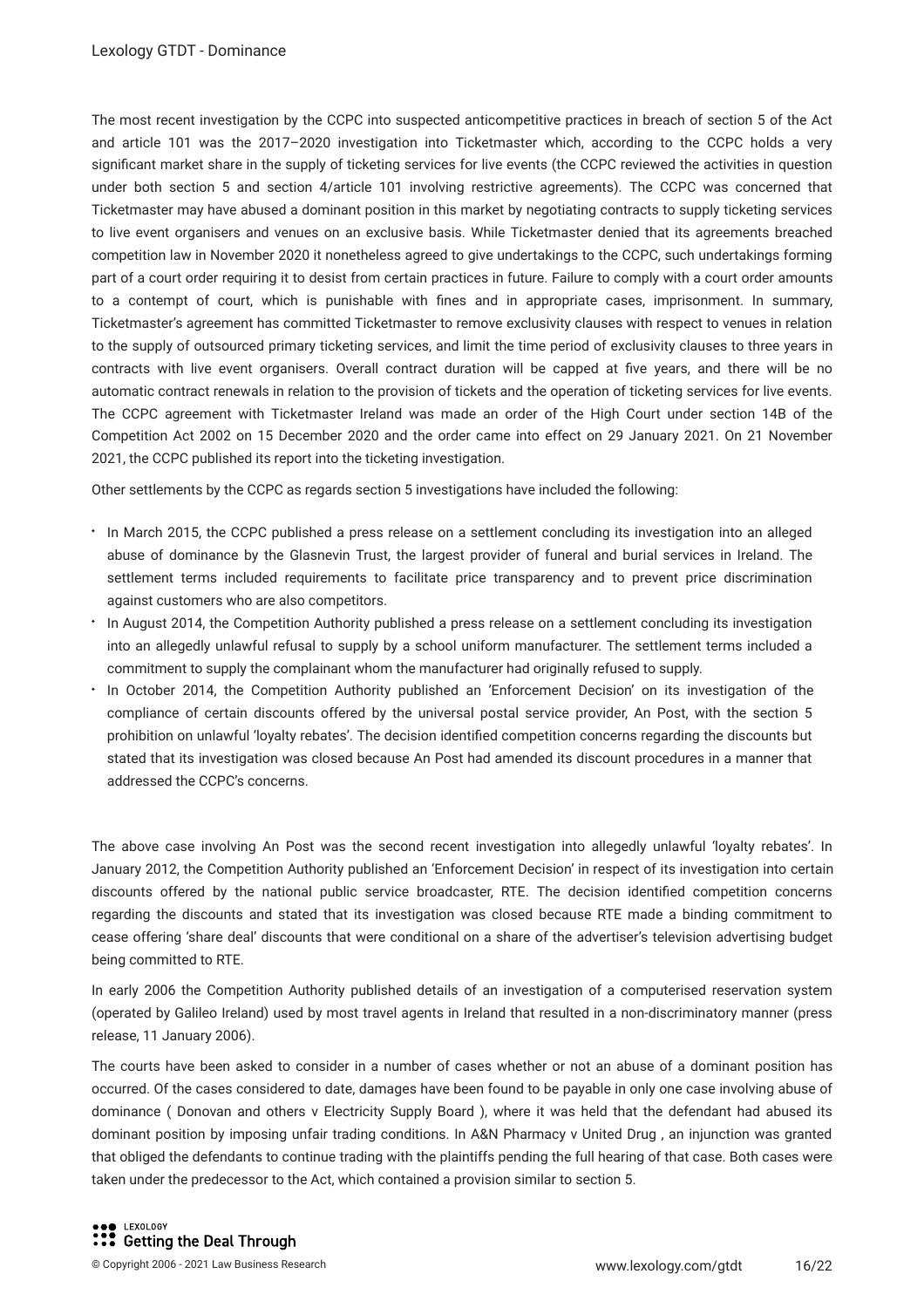The most recent investigation by the CCPC into suspected anticompetitive practices in breach of section 5 of the Act and article 101 was the 2017–2020 investigation into Ticketmaster which, according to the CCPC holds a very significant market share in the supply of ticketing services for live events (the CCPC reviewed the activities in question under both section 5 and section 4/article 101 involving restrictive agreements). The CCPC was concerned that Ticketmaster may have abused a dominant position in this market by negotiating contracts to supply ticketing services to live event organisers and venues on an exclusive basis. While Ticketmaster denied that its agreements breached competition law in November 2020 it nonetheless agreed to give undertakings to the CCPC, such undertakings forming part of a court order requiring it to desist from certain practices in future. Failure to comply with a court order amounts to a contempt of court, which is punishable with fines and in appropriate cases, imprisonment. In summary, Ticketmaster's agreement has committed Ticketmaster to remove exclusivity clauses with respect to venues in relation to the supply of outsourced primary ticketing services, and limit the time period of exclusivity clauses to three years in contracts with live event organisers. Overall contract duration will be capped at five years, and there will be no automatic contract renewals in relation to the provision of tickets and the operation of ticketing services for live events. The CCPC agreement with Ticketmaster Ireland was made an order of the High Court under section 14B of the Competition Act 2002 on 15 December 2020 and the order came into effect on 29 January 2021. On 21 November 2021, the CCPC published its report into the ticketing investigation.

Other settlements by the CCPC as regards section 5 investigations have included the following:

- In March 2015, the CCPC published a press release on a settlement concluding its investigation into an alleged abuse of dominance by the Glasnevin Trust, the largest provider of funeral and burial services in Ireland. The settlement terms included requirements to facilitate price transparency and to prevent price discrimination against customers who are also competitors.
- In August 2014, the Competition Authority published a press release on a settlement concluding its investigation into an allegedly unlawful refusal to supply by a school uniform manufacturer. The settlement terms included a commitment to supply the complainant whom the manufacturer had originally refused to supply.
- In October 2014, the Competition Authority published an 'Enforcement Decision' on its investigation of the compliance of certain discounts offered by the universal postal service provider, An Post, with the section 5 prohibition on unlawful 'loyalty rebates'. The decision identified competition concerns regarding the discounts but stated that its investigation was closed because An Post had amended its discount procedures in a manner that addressed the CCPC's concerns.

The above case involving An Post was the second recent investigation into allegedly unlawful 'loyalty rebates'. In January 2012, the Competition Authority published an 'Enforcement Decision' in respect of its investigation into certain discounts offered by the national public service broadcaster, RTE. The decision identified competition concerns regarding the discounts and stated that its investigation was closed because RTE made a binding commitment to cease offering 'share deal' discounts that were conditional on a share of the advertiser's television advertising budget being committed to RTE.

In early 2006 the Competition Authority published details of an investigation of a computerised reservation system (operated by Galileo Ireland) used by most travel agents in Ireland that resulted in a non-discriminatory manner (press release, 11 January 2006).

The courts have been asked to consider in a number of cases whether or not an abuse of a dominant position has occurred. Of the cases considered to date, damages have been found to be payable in only one case involving abuse of dominance ( *Donovan and others v Electricity Supply Board* ), where it was held that the defendant had abused its dominant position by imposing unfair trading conditions. In *A&N Pharmacy v United Drug* , an injunction was granted that obliged the defendants to continue trading with the plaintiffs pending the full hearing of that case. Both cases were taken under the predecessor to the Act, which contained a provision similar to section 5.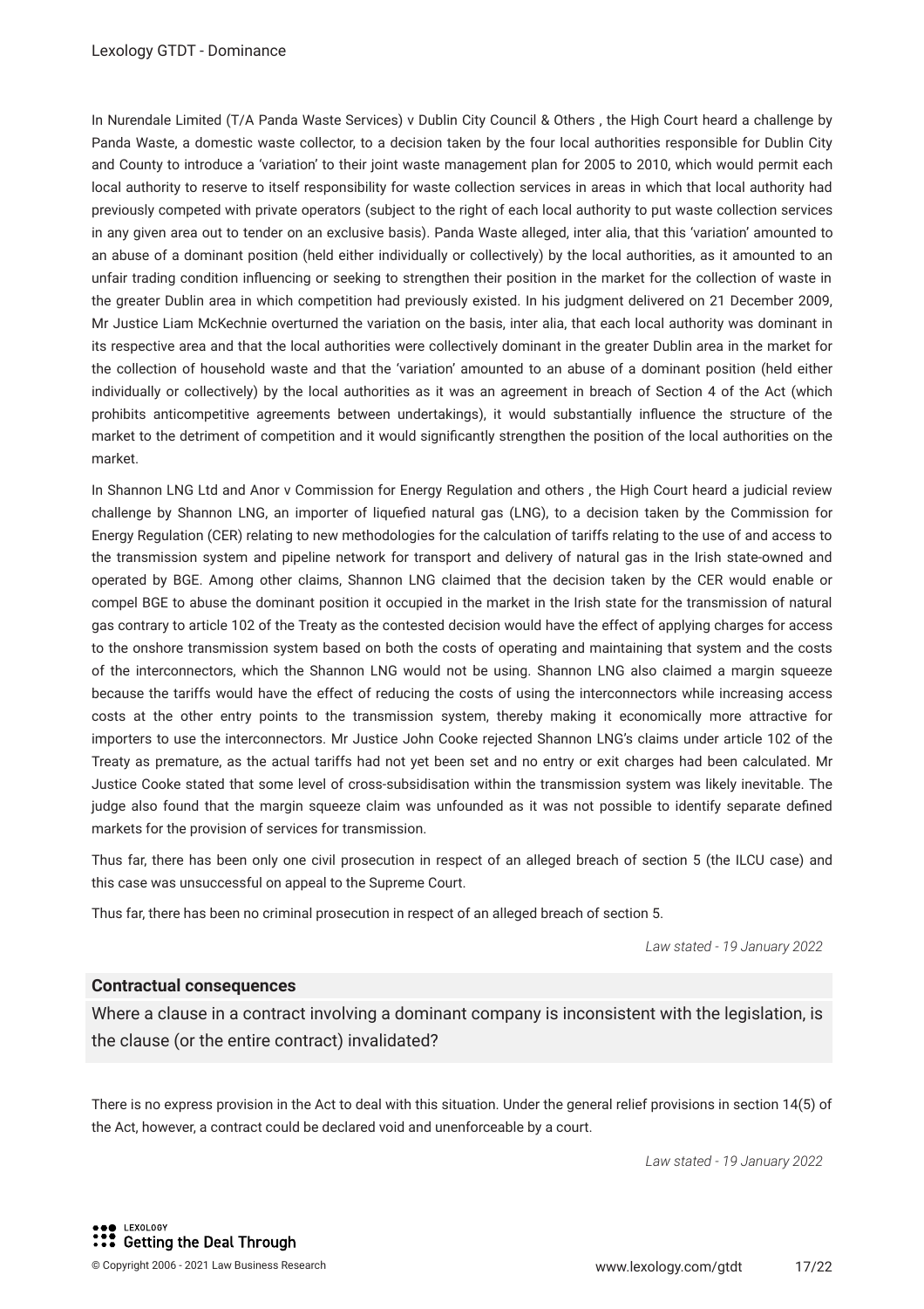In Nurendale Limited (T/A Panda Waste Services) v Dublin City Council & Others , the High Court heard a challenge by Panda Waste, a domestic waste collector, to a decision taken by the four local authorities responsible for Dublin City and County to introduce a 'variation' to their joint waste management plan for 2005 to 2010, which would permit each local authority to reserve to itself responsibility for waste collection services in areas in which that local authority had previously competed with private operators (subject to the right of each local authority to put waste collection services in any given area out to tender on an exclusive basis). Panda Waste alleged, inter alia, that this 'variation' amounted to an abuse of a dominant position (held either individually or collectively) by the local authorities, as it amounted to an unfair trading condition influencing or seeking to strengthen their position in the market for the collection of waste in the greater Dublin area in which competition had previously existed. In his judgment delivered on 21 December 2009, Mr Justice Liam McKechnie overturned the variation on the basis, inter alia, that each local authority was dominant in its respective area and that the local authorities were collectively dominant in the greater Dublin area in the market for the collection of household waste and that the 'variation' amounted to an abuse of a dominant position (held either individually or collectively) by the local authorities as it was an agreement in breach of Section 4 of the Act (which prohibits anticompetitive agreements between undertakings), it would substantially influence the structure of the market to the detriment of competition and it would significantly strengthen the position of the local authorities on the market.

In Shannon LNG Ltd and Anor v Commission for Energy Regulation and others , the High Court heard a judicial review challenge by Shannon LNG, an importer of liquefied natural gas (LNG), to a decision taken by the Commission for Energy Regulation (CER) relating to new methodologies for the calculation of tariffs relating to the use of and access to the transmission system and pipeline network for transport and delivery of natural gas in the Irish state-owned and operated by BGE. Among other claims, Shannon LNG claimed that the decision taken by the CER would enable or compel BGE to abuse the dominant position it occupied in the market in the Irish state for the transmission of natural gas contrary to article 102 of the Treaty as the contested decision would have the effect of applying charges for access to the onshore transmission system based on both the costs of operating and maintaining that system and the costs of the interconnectors, which the Shannon LNG would not be using. Shannon LNG also claimed a margin squeeze because the tariffs would have the effect of reducing the costs of using the interconnectors while increasing access costs at the other entry points to the transmission system, thereby making it economically more attractive for importers to use the interconnectors. Mr Justice John Cooke rejected Shannon LNG's claims under article 102 of the Treaty as premature, as the actual tariffs had not yet been set and no entry or exit charges had been calculated. Mr Justice Cooke stated that some level of cross-subsidisation within the transmission system was likely inevitable. The judge also found that the margin squeeze claim was unfounded as it was not possible to identify separate defined markets for the provision of services for transmission.

Thus far, there has been only one civil prosecution in respect of an alleged breach of section 5 (the ILCU case) and this case was unsuccessful on appeal to the Supreme Court.

Thus far, there has been no criminal prosecution in respect of an alleged breach of section 5.

*Law stated - 19 January 2022*

### Contractual consequences

Where a clause in a contract involving a dominant company is inconsistent with the legislation, is the clause (or the entire contract) invalidated?

There is no express provision in the Act to deal with this situation. Under the general relief provisions in section 14(5) of the Act, however, a contract could be declared void and unenforceable by a court.

*Law stated - 19 January 2022*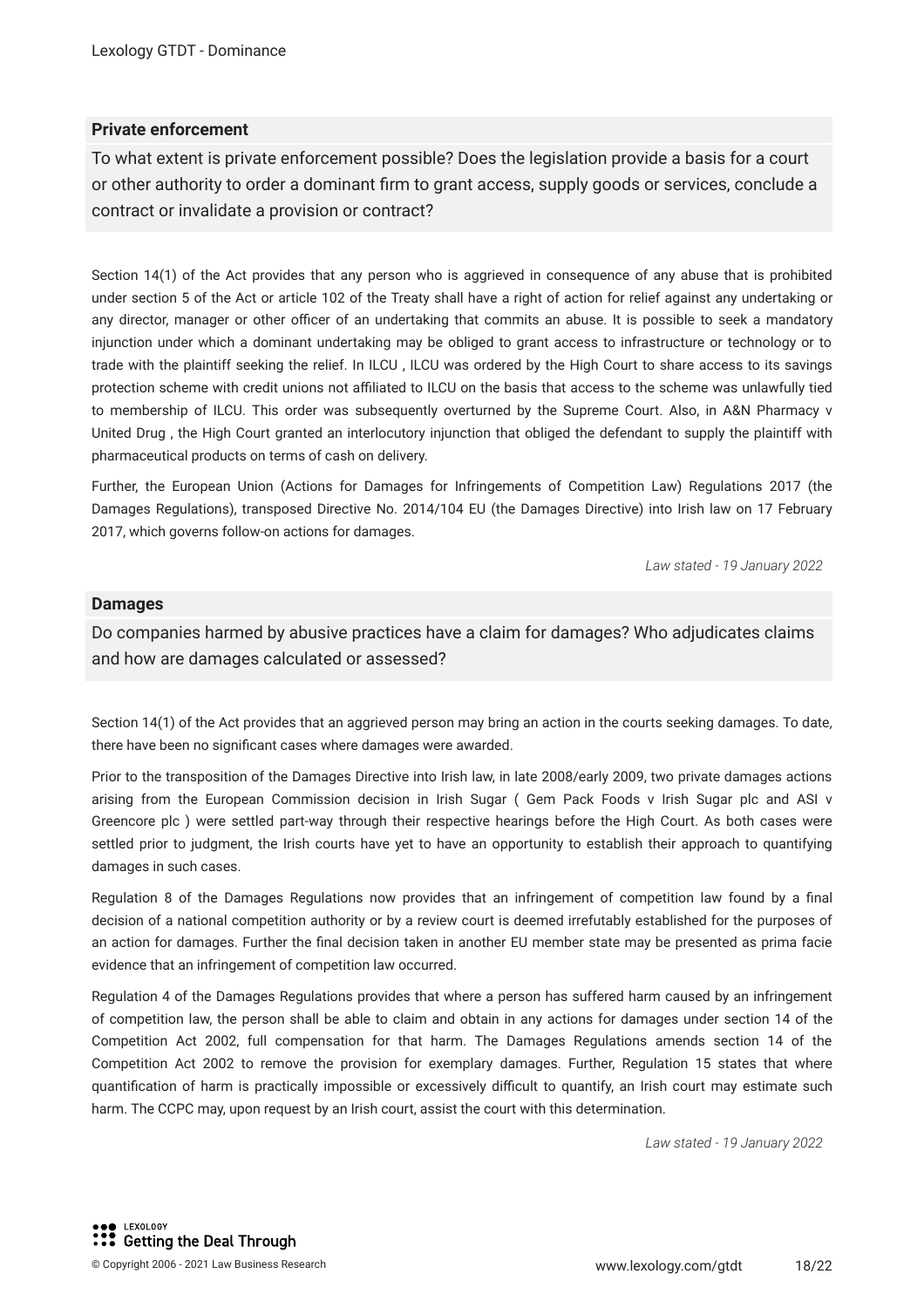### Private enforcement

To what extent is private enforcement possible? Does the legislation provide a basis for a court or other authority to order a dominant firm to grant access, supply goods or services, conclude a contract or invalidate a provision or contract?

Section 14(1) of the Act provides that any person who is aggrieved in consequence of any abuse that is prohibited under section 5 of the Act or article 102 of the Treaty shall have a right of action for relief against any undertaking or any director, manager or other officer of an undertaking that commits an abuse. It is possible to seek a mandatory injunction under which a dominant undertaking may be obliged to grant access to infrastructure or technology or to trade with the plaintiff seeking the relief. In ILCU , ILCU was ordered by the High Court to share access to its savings protection scheme with credit unions not affiliated to ILCU on the basis that access to the scheme was unlawfully tied to membership of ILCU. This order was subsequently overturned by the Supreme Court. Also, in A&N Pharmacy v United Drug , the High Court granted an interlocutory injunction that obliged the defendant to supply the plaintiff with pharmaceutical products on terms of cash on delivery.

Further, the European Union (Actions for Damages for Infringements of Competition Law) Regulations 2017 (the Damages Regulations), transposed Directive No. 2014/104 EU (the Damages Directive) into Irish law on 17 February 2017, which governs follow-on actions for damages.

*Law stated - 19 January 2022*

### Damages

Do companies harmed by abusive practices have a claim for damages? Who adjudicates claims and how are damages calculated or assessed?

Section 14(1) of the Act provides that an aggrieved person may bring an action in the courts seeking damages. To date, there have been no significant cases where damages were awarded.

Prior to the transposition of the Damages Directive into Irish law, in late 2008/early 2009, two private damages actions arising from the European Commission decision in Irish Sugar ( Gem Pack Foods v Irish Sugar plc and ASI v Greencore plc ) were settled part-way through their respective hearings before the High Court. As both cases were settled prior to judgment, the Irish courts have yet to have an opportunity to establish their approach to quantifying damages in such cases.

Regulation 8 of the Damages Regulations now provides that an infringement of competition law found by a final decision of a national competition authority or by a review court is deemed irrefutably established for the purposes of an action for damages. Further the final decision taken in another EU member state may be presented as prima facie evidence that an infringement of competition law occurred.

Regulation 4 of the Damages Regulations provides that where a person has suffered harm caused by an infringement of competition law, the person shall be able to claim and obtain in any actions for damages under section 14 of the Competition Act 2002, full compensation for that harm. The Damages Regulations amends section 14 of the Competition Act 2002 to remove the provision for exemplary damages. Further, Regulation 15 states that where quantification of harm is practically impossible or excessively difficult to quantify, an Irish court may estimate such harm. The CCPC may, upon request by an Irish court, assist the court with this determination.

*Law stated - 19 January 2022*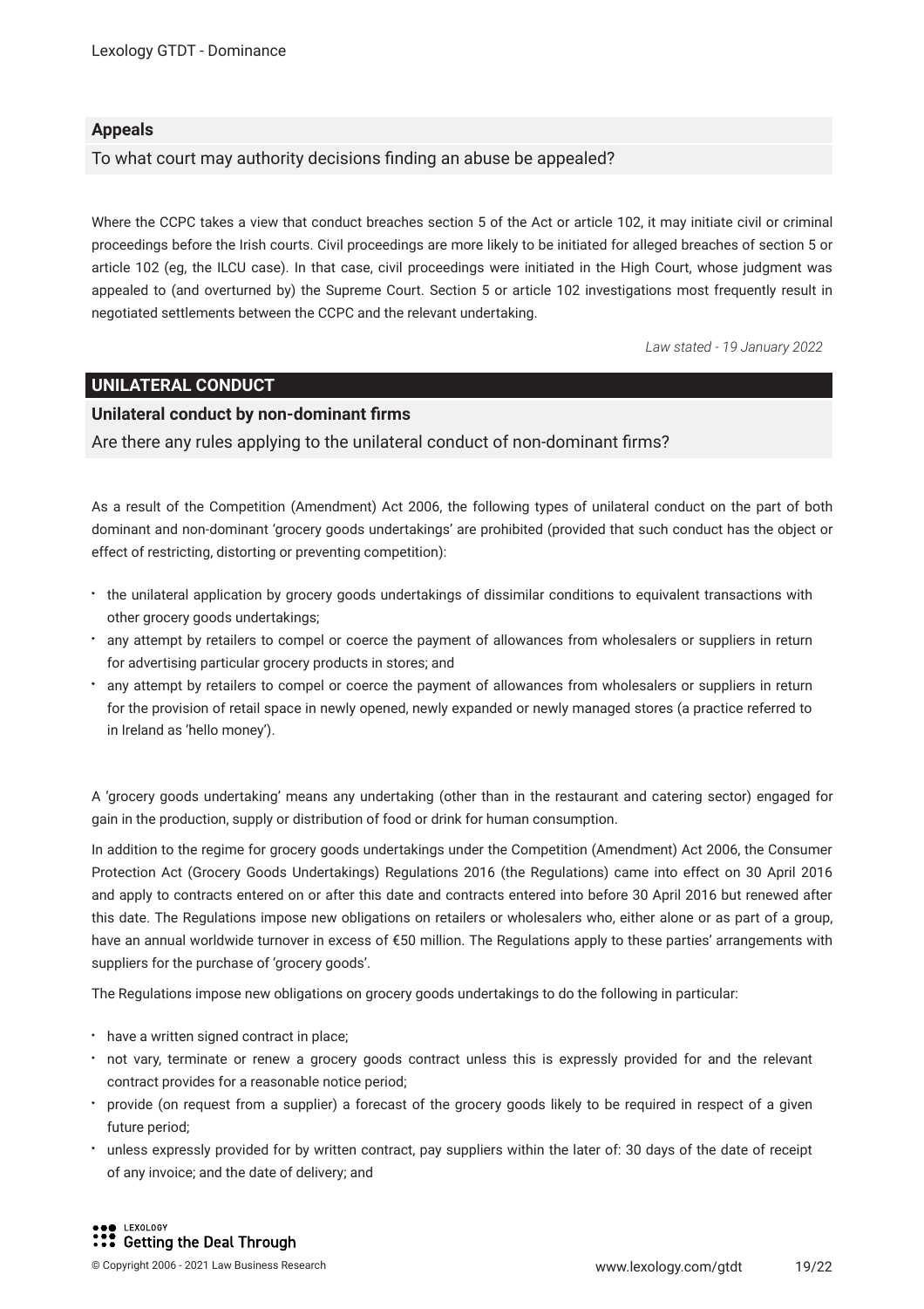### Appeals

To what court may authority decisions finding an abuse be appealed?

Where the CCPC takes a view that conduct breaches section 5 of the Act or article 102, it may initiate civil or criminal proceedings before the Irish courts. Civil proceedings are more likely to be initiated for alleged breaches of section 5 or article 102 (eg, the ILCU case). In that case, civil proceedings were initiated in the High Court, whose judgment was appealed to (and overturned by) the Supreme Court. Section 5 or article 102 investigations most frequently result in negotiated settlements between the CCPC and the relevant undertaking.

*Law stated - 19 January 2022*

## UNILATERAL CONDUCT

### Unilateral conduct by non-dominant firms

Are there any rules applying to the unilateral conduct of non-dominant firms?

As a result of the Competition (Amendment) Act 2006, the following types of unilateral conduct on the part of both dominant and non-dominant 'grocery goods undertakings' are prohibited (provided that such conduct has the object or effect of restricting, distorting or preventing competition):

- the unilateral application by grocery goods undertakings of dissimilar conditions to equivalent transactions with other grocery goods undertakings;
- any attempt by retailers to compel or coerce the payment of allowances from wholesalers or suppliers in return for advertising particular grocery products in stores; and
- any attempt by retailers to compel or coerce the payment of allowances from wholesalers or suppliers in return for the provision of retail space in newly opened, newly expanded or newly managed stores (a practice referred to in Ireland as 'hello money').

A 'grocery goods undertaking' means any undertaking (other than in the restaurant and catering sector) engaged for gain in the production, supply or distribution of food or drink for human consumption.

In addition to the regime for grocery goods undertakings under the Competition (Amendment) Act 2006, the Consumer Protection Act (Grocery Goods Undertakings) Regulations 2016 (the Regulations) came into effect on 30 April 2016 and apply to contracts entered on or after this date and contracts entered into before 30 April 2016 but renewed after this date. The Regulations impose new obligations on retailers or wholesalers who, either alone or as part of a group, have an annual worldwide turnover in excess of €50 million. The Regulations apply to these parties' arrangements with suppliers for the purchase of 'grocery goods'.

The Regulations impose new obligations on grocery goods undertakings to do the following in particular:

- have a written signed contract in place;
- not vary, terminate or renew a grocery goods contract unless this is expressly provided for and the relevant contract provides for a reasonable notice period;
- provide (on request from a supplier) a forecast of the grocery goods likely to be required in respect of a given future period;
- unless expressly provided for by written contract, pay suppliers within the later of: 30 days of the date of receipt of any invoice; and the date of delivery; and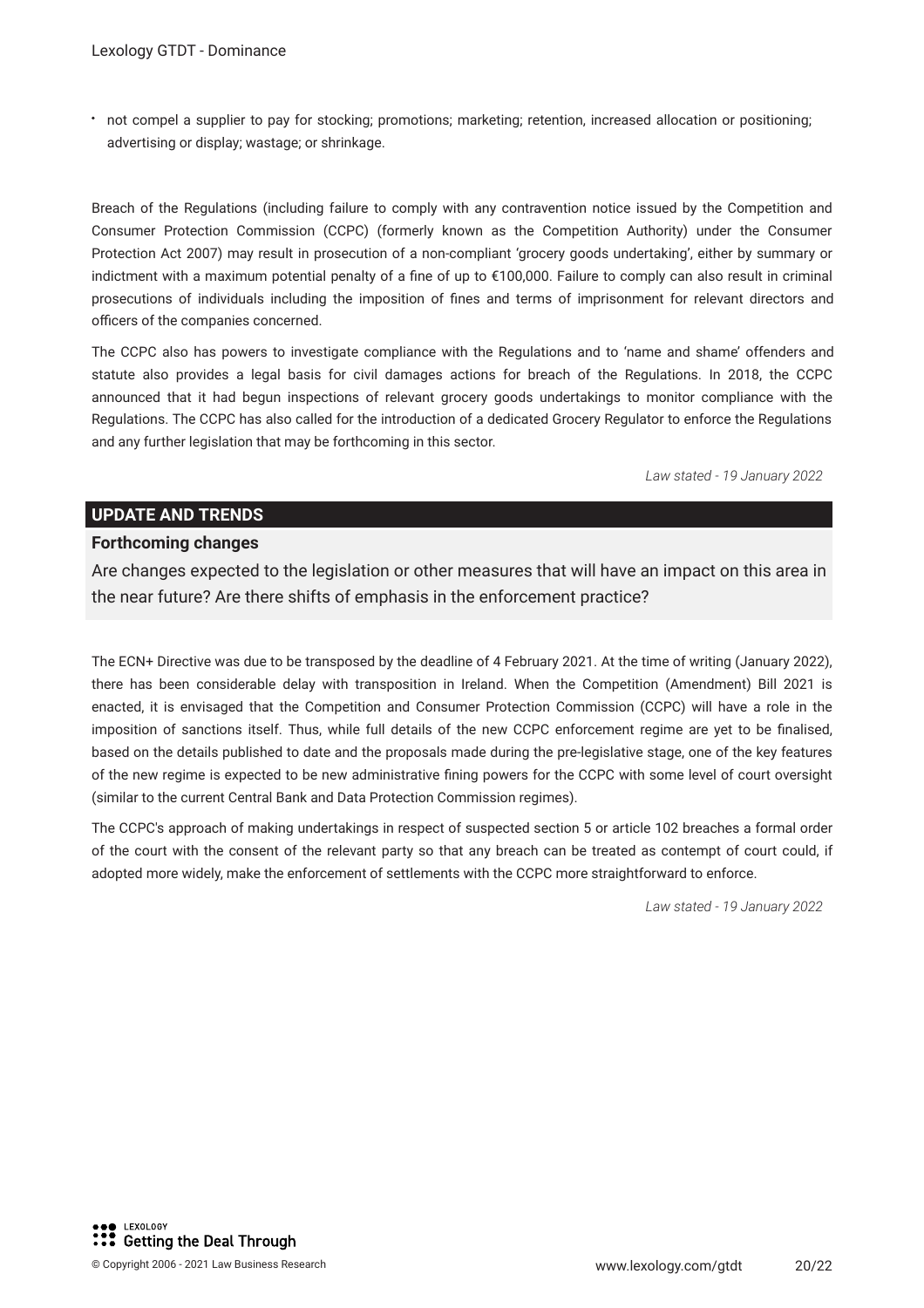- not compel a supplier to pay for stocking; promotions; marketing; retention, increased allocation or positioning; advertising or display; wastage; or shrinkage.

Breach of the Regulations (including failure to comply with any contravention notice issued by the Competition and Consumer Protection Commission (CCPC) (formerly known as the Competition Authority) under the Consumer Protection Act 2007) may result in prosecution of a non-compliant 'grocery goods undertaking', either by summary or indictment with a maximum potential penalty of a fine of up to €100,000. Failure to comply can also result in criminal prosecutions of individuals including the imposition of fines and terms of imprisonment for relevant directors and officers of the companies concerned.

The CCPC also has powers to investigate compliance with the Regulations and to 'name and shame' offenders and statute also provides a legal basis for civil damages actions for breach of the Regulations. In 2018, the CCPC announced that it had begun inspections of relevant grocery goods undertakings to monitor compliance with the Regulations. The CCPC has also called for the introduction of a dedicated Grocery Regulator to enforce the Regulations and any further legislation that may be forthcoming in this sector.

*Law stated - 19 January 2022*

## UPDATE AND TRENDS

### Forthcoming changes

Are changes expected to the legislation or other measures that will have an impact on this area in the near future? Are there shifts of emphasis in the enforcement practice?

The ECN+ Directive was due to be transposed by the deadline of 4 February 2021. At the time of writing (January 2022), there has been considerable delay with transposition in Ireland. When the Competition (Amendment) Bill 2021 is enacted, it is envisaged that the Competition and Consumer Protection Commission (CCPC) will have a role in the imposition of sanctions itself. Thus, while full details of the new CCPC enforcement regime are yet to be finalised, based on the details published to date and the proposals made during the pre-legislative stage, one of the key features of the new regime is expected to be new administrative fining powers for the CCPC with some level of court oversight (similar to the current Central Bank and Data Protection Commission regimes).

The CCPC's approach of making undertakings in respect of suspected section 5 or article 102 breaches a formal order of the court with the consent of the relevant party so that any breach can be treated as contempt of court could, if adopted more widely, make the enforcement of settlements with the CCPC more straightforward to enforce.

*Law stated - 19 January 2022*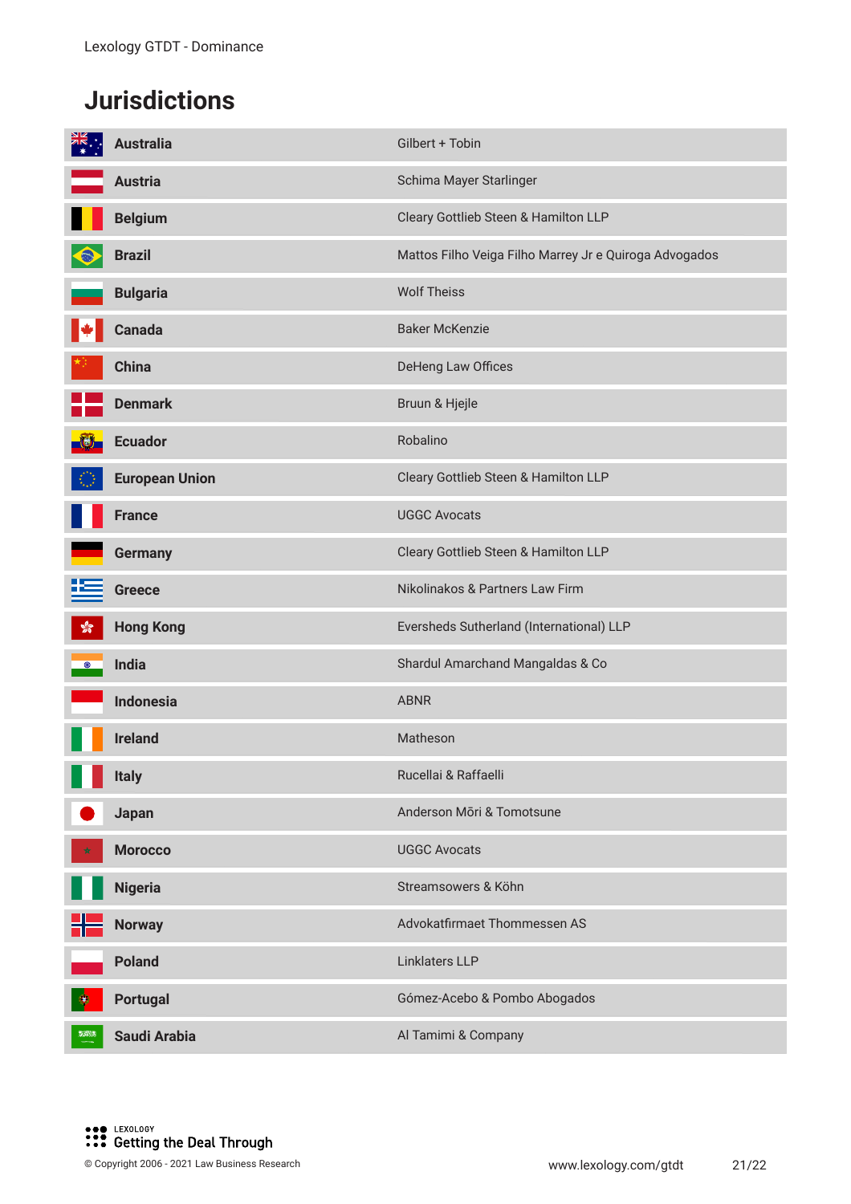## Jurisdictions

| Jurisdiction | Firm |
|---|---|
| Australia | Gilbert + Tobin |
| Austria | Schima Mayer Starlinger |
| Belgium | Cleary Gottlieb Steen & Hamilton LLP |
| Brazil | Mattos Filho Veiga Filho Marrey Jr e Quiroga Advogados |
| Bulgaria | Wolf Theiss |
| Canada | Baker McKenzie |
| China | DeHeng Law Offices |
| Denmark | Bruun & Hjejle |
| Ecuador | Robalino |
| European Union | Cleary Gottlieb Steen & Hamilton LLP |
| France | UGGC Avocats |
| Germany | Cleary Gottlieb Steen & Hamilton LLP |
| Greece | Nikolinakos & Partners Law Firm |
| Hong Kong | Eversheds Sutherland (International) LLP |
| India | Shardul Amarchand Mangaldas & Co |
| Indonesia | ABNR |
| Ireland | Matheson |
| Italy | Rucellai & Raffaelli |
| Japan | Anderson Mōri & Tomotsune |
| Morocco | UGGC Avocats |
| Nigeria | Streamsowers & Köhn |
| Norway | Advokatfirmaet Thommessen AS |
| Poland | Linklaters LLP |
| Portugal | Gómez-Acebo & Pombo Abogados |
| Saudi Arabia | Al Tamimi & Company |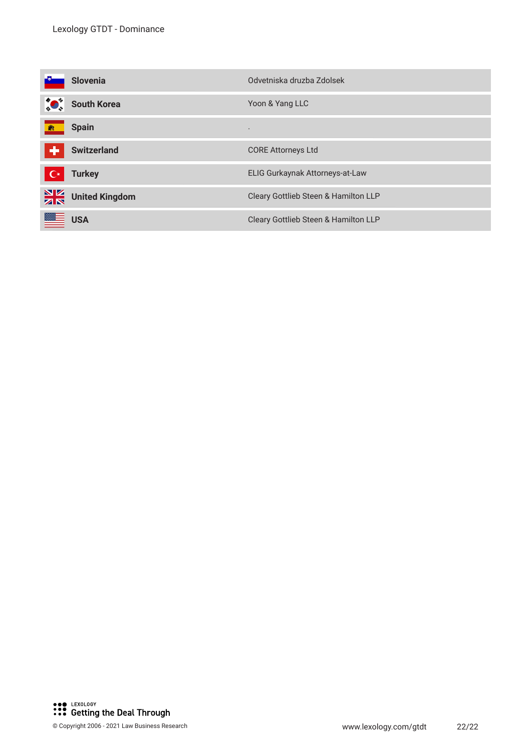| | |
|---|---|
| **Slovenia** | Odvetniska druzba Zdolsek |
| **South Korea** | Yoon & Yang LLC |
| **Spain** | . |
| **Switzerland** | CORE Attorneys Ltd |
| **Turkey** | ELIG Gurkaynak Attorneys-at-Law |
| **United Kingdom** | Cleary Gottlieb Steen & Hamilton LLP |
| **USA** | Cleary Gottlieb Steen & Hamilton LLP |